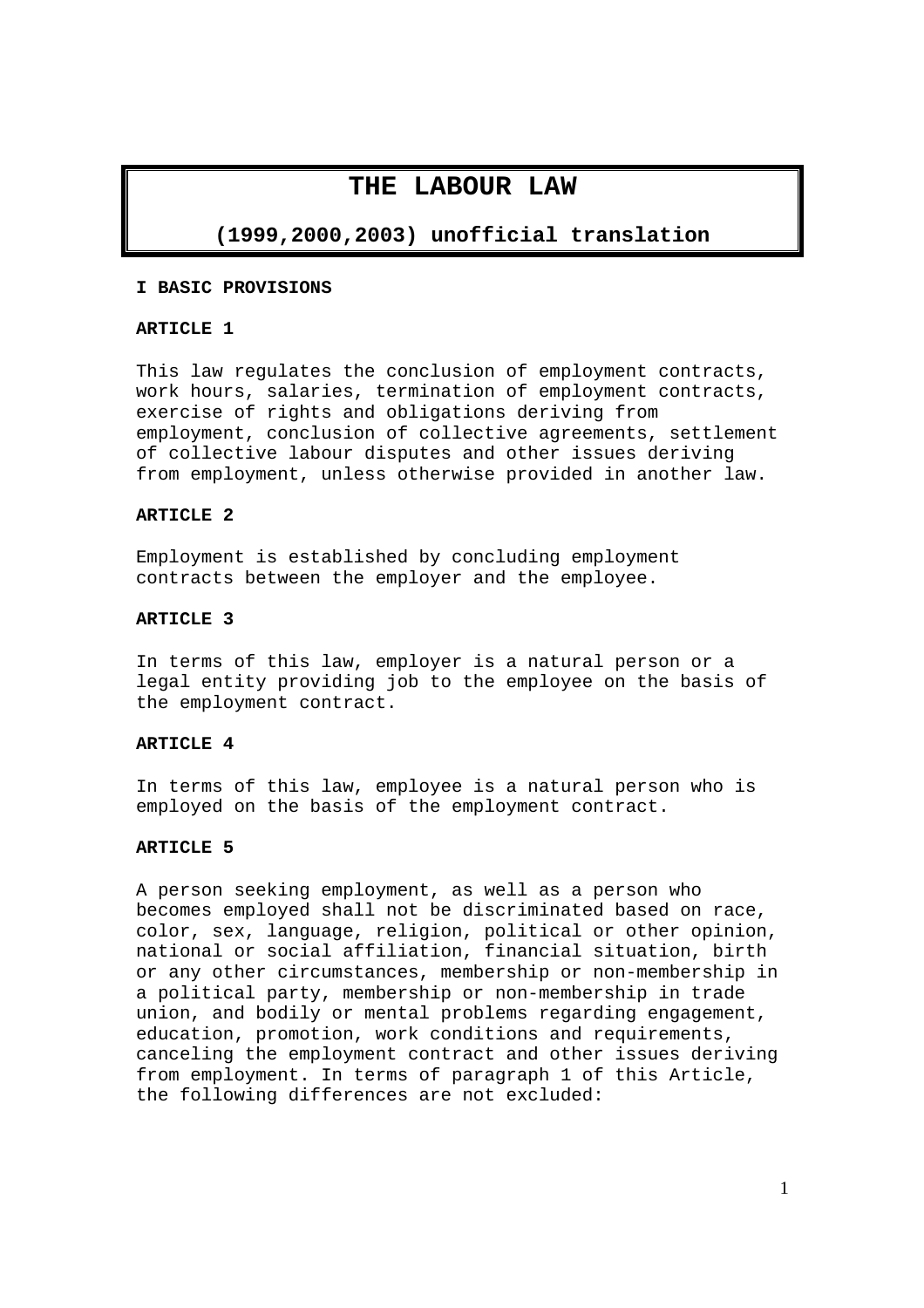# THE LABOUR LAW

**(1999,2000,2003) unofficial translation**

## I BASIC PROVISIONS

### ARTICLE 1

This law regulates the conclusion of employment contracts, work hours, salaries, termination of employment contracts, exercise of rights and obligations deriving from employment, conclusion of collective agreements, settlement of collective labour disputes and other issues deriving from employment, unless otherwise provided in another law.

### ARTICLE 2

Employment is established by concluding employment contracts between the employer and the employee.

### ARTICLE 3

In terms of this law, employer is a natural person or a legal entity providing job to the employee on the basis of the employment contract.

### ARTICLE 4

In terms of this law, employee is a natural person who is employed on the basis of the employment contract.

### ARTICLE 5

A person seeking employment, as well as a person who becomes employed shall not be discriminated based on race, color, sex, language, religion, political or other opinion, national or social affiliation, financial situation, birth or any other circumstances, membership or non-membership in a political party, membership or non-membership in trade union, and bodily or mental problems regarding engagement, education, promotion, work conditions and requirements, canceling the employment contract and other issues deriving from employment. In terms of paragraph 1 of this Article, the following differences are not excluded: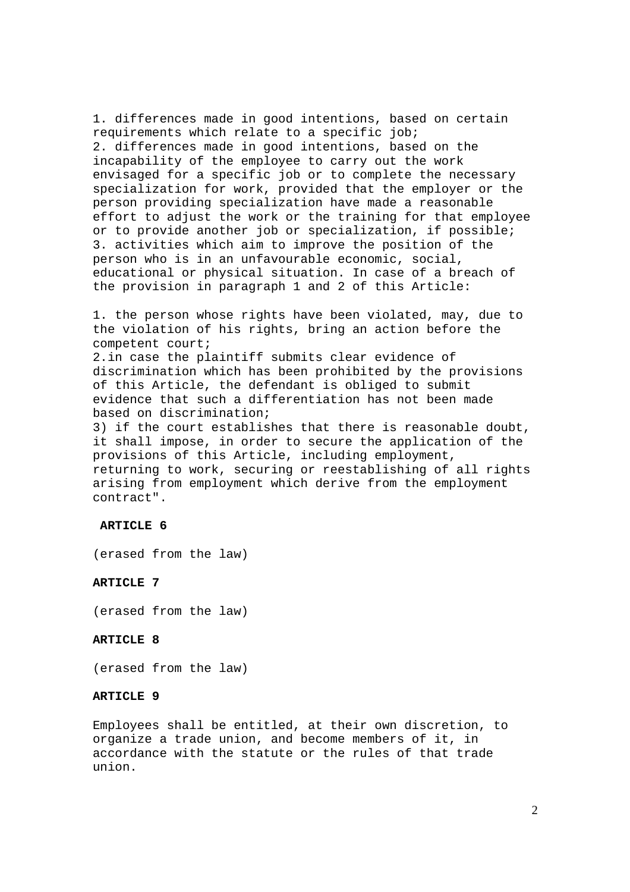1. differences made in good intentions, based on certain requirements which relate to a specific job;
2. differences made in good intentions, based on the incapability of the employee to carry out the work envisaged for a specific job or to complete the necessary specialization for work, provided that the employer or the person providing specialization have made a reasonable effort to adjust the work or the training for that employee or to provide another job or specialization, if possible;
3. activities which aim to improve the position of the person who is in an unfavourable economic, social, educational or physical situation. In case of a breach of the provision in paragraph 1 and 2 of this Article:

1. the person whose rights have been violated, may, due to the violation of his rights, bring an action before the competent court;
2. in case the plaintiff submits clear evidence of discrimination which has been prohibited by the provisions of this Article, the defendant is obliged to submit evidence that such a differentiation has not been made based on discrimination;
3) if the court establishes that there is reasonable doubt, it shall impose, in order to secure the application of the provisions of this Article, including employment, returning to work, securing or reestablishing of all rights arising from employment which derive from the employment contract".

**ARTICLE 6**

(erased from the law)

**ARTICLE 7**

(erased from the law)

**ARTICLE 8**

(erased from the law)

**ARTICLE 9**

Employees shall be entitled, at their own discretion, to organize a trade union, and become members of it, in accordance with the statute or the rules of that trade union.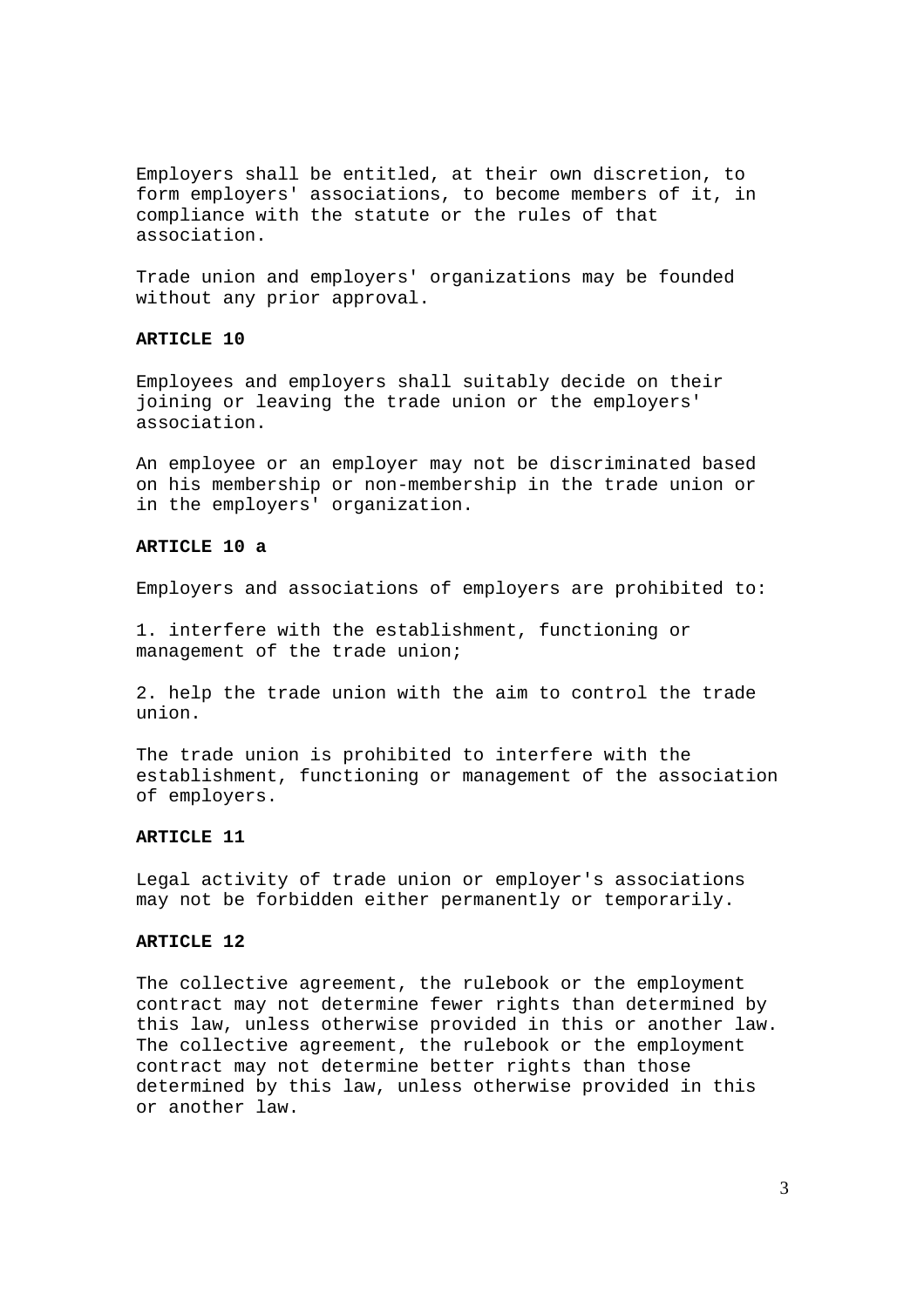Employers shall be entitled, at their own discretion, to form employers' associations, to become members of it, in compliance with the statute or the rules of that association.

Trade union and employers' organizations may be founded without any prior approval.

**ARTICLE 10**

Employees and employers shall suitably decide on their joining or leaving the trade union or the employers' association.

An employee or an employer may not be discriminated based on his membership or non-membership in the trade union or in the employers' organization.

**ARTICLE 10 a**

Employers and associations of employers are prohibited to:

1. interfere with the establishment, functioning or management of the trade union;

2. help the trade union with the aim to control the trade union.

The trade union is prohibited to interfere with the establishment, functioning or management of the association of employers.

**ARTICLE 11**

Legal activity of trade union or employer's associations may not be forbidden either permanently or temporarily.

**ARTICLE 12**

The collective agreement, the rulebook or the employment contract may not determine fewer rights than determined by this law, unless otherwise provided in this or another law. The collective agreement, the rulebook or the employment contract may not determine better rights than those determined by this law, unless otherwise provided in this or another law.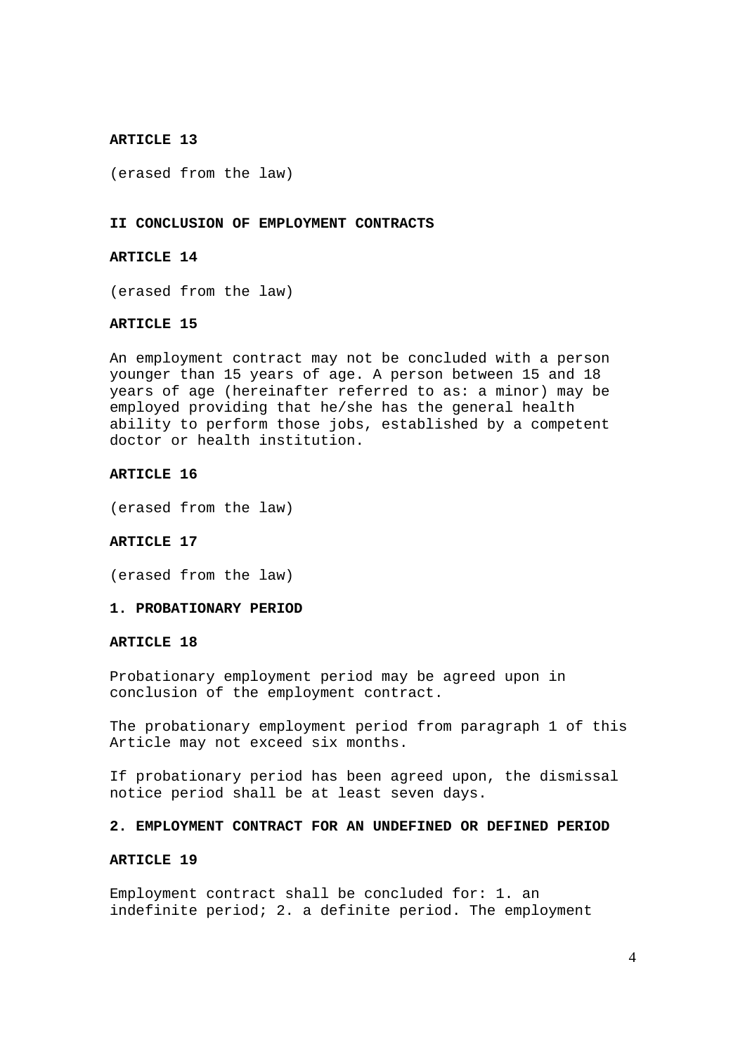**ARTICLE 13**

(erased from the law)

## II CONCLUSION OF EMPLOYMENT CONTRACTS

**ARTICLE 14**

(erased from the law)

**ARTICLE 15**

An employment contract may not be concluded with a person younger than 15 years of age. A person between 15 and 18 years of age (hereinafter referred to as: a minor) may be employed providing that he/she has the general health ability to perform those jobs, established by a competent doctor or health institution.

**ARTICLE 16**

(erased from the law)

**ARTICLE 17**

(erased from the law)

### 1. PROBATIONARY PERIOD

**ARTICLE 18**

Probationary employment period may be agreed upon in conclusion of the employment contract.

The probationary employment period from paragraph 1 of this Article may not exceed six months.

If probationary period has been agreed upon, the dismissal notice period shall be at least seven days.

### 2. EMPLOYMENT CONTRACT FOR AN UNDEFINED OR DEFINED PERIOD

**ARTICLE 19**

Employment contract shall be concluded for: 1. an indefinite period; 2. a definite period. The employment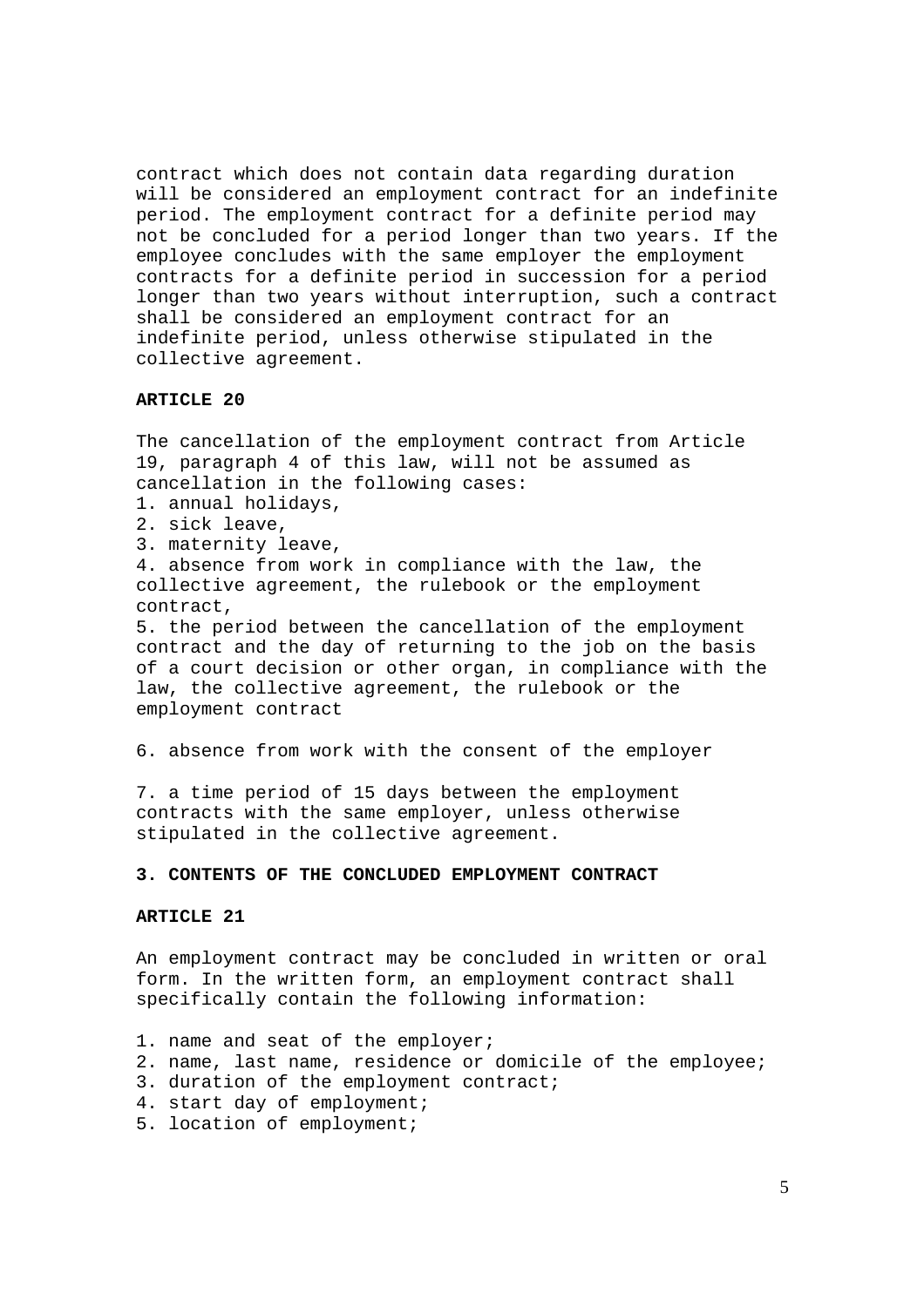contract which does not contain data regarding duration will be considered an employment contract for an indefinite period. The employment contract for a definite period may not be concluded for a period longer than two years. If the employee concludes with the same employer the employment contracts for a definite period in succession for a period longer than two years without interruption, such a contract shall be considered an employment contract for an indefinite period, unless otherwise stipulated in the collective agreement.

**ARTICLE 20**

The cancellation of the employment contract from Article 19, paragraph 4 of this law, will not be assumed as cancellation in the following cases:

1. annual holidays,
2. sick leave,
3. maternity leave,
4. absence from work in compliance with the law, the collective agreement, the rulebook or the employment contract,
5. the period between the cancellation of the employment contract and the day of returning to the job on the basis of a court decision or other organ, in compliance with the law, the collective agreement, the rulebook or the employment contract
6. absence from work with the consent of the employer
7. a time period of 15 days between the employment contracts with the same employer, unless otherwise stipulated in the collective agreement.

**3. CONTENTS OF THE CONCLUDED EMPLOYMENT CONTRACT**

**ARTICLE 21**

An employment contract may be concluded in written or oral form. In the written form, an employment contract shall specifically contain the following information:

1. name and seat of the employer;
2. name, last name, residence or domicile of the employee;
3. duration of the employment contract;
4. start day of employment;
5. location of employment;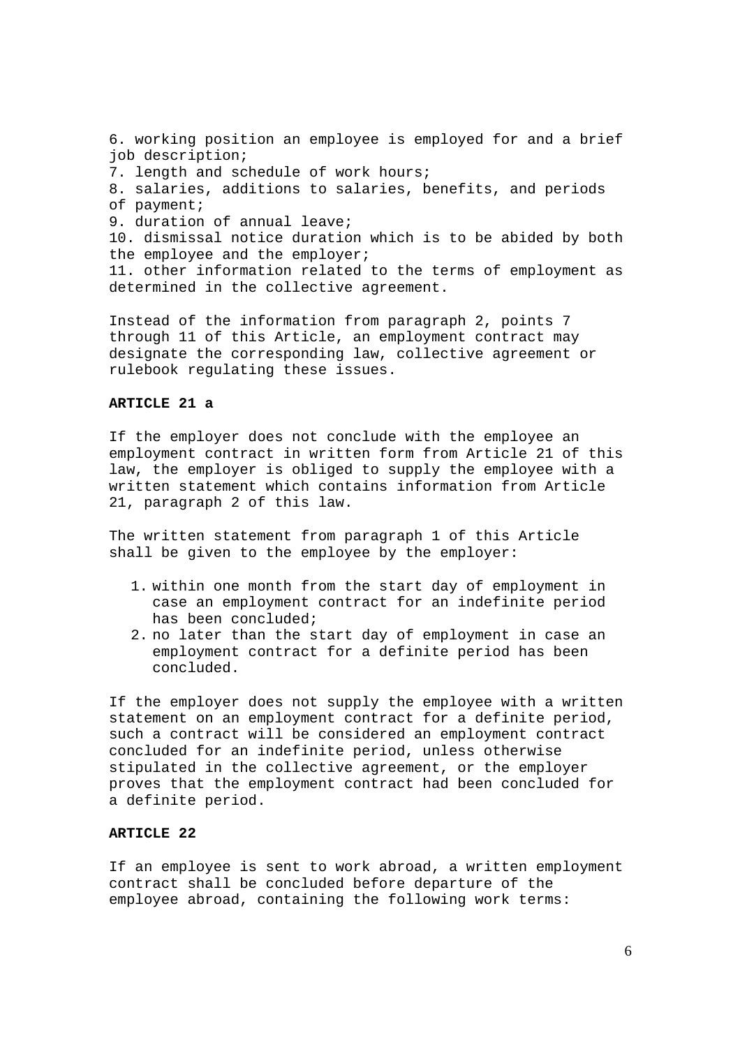6. working position an employee is employed for and a brief job description;
7. length and schedule of work hours;
8. salaries, additions to salaries, benefits, and periods of payment;
9. duration of annual leave;
10. dismissal notice duration which is to be abided by both the employee and the employer;
11. other information related to the terms of employment as determined in the collective agreement.

Instead of the information from paragraph 2, points 7 through 11 of this Article, an employment contract may designate the corresponding law, collective agreement or rulebook regulating these issues.

**ARTICLE 21 a**

If the employer does not conclude with the employee an employment contract in written form from Article 21 of this law, the employer is obliged to supply the employee with a written statement which contains information from Article 21, paragraph 2 of this law.

The written statement from paragraph 1 of this Article shall be given to the employee by the employer:

1. within one month from the start day of employment in case an employment contract for an indefinite period has been concluded;
2. no later than the start day of employment in case an employment contract for a definite period has been concluded.

If the employer does not supply the employee with a written statement on an employment contract for a definite period, such a contract will be considered an employment contract concluded for an indefinite period, unless otherwise stipulated in the collective agreement, or the employer proves that the employment contract had been concluded for a definite period.

**ARTICLE 22**

If an employee is sent to work abroad, a written employment contract shall be concluded before departure of the employee abroad, containing the following work terms: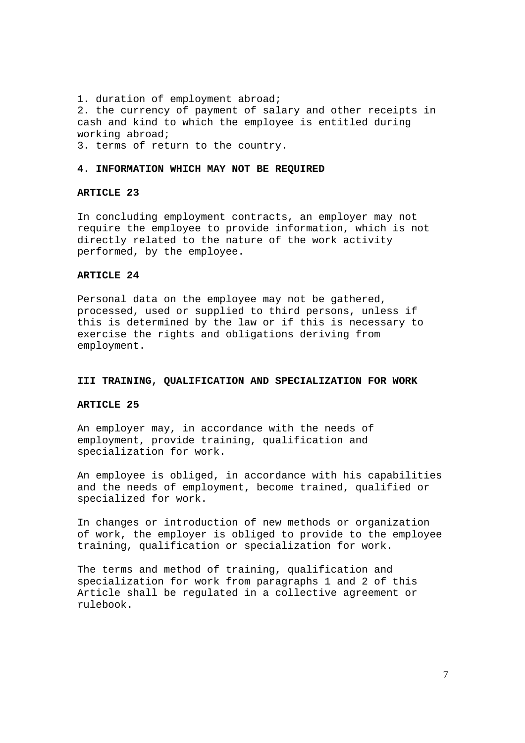1. duration of employment abroad;
2. the currency of payment of salary and other receipts in cash and kind to which the employee is entitled during working abroad;
3. terms of return to the country.

#### 4. INFORMATION WHICH MAY NOT BE REQUIRED

**ARTICLE 23**

In concluding employment contracts, an employer may not require the employee to provide information, which is not directly related to the nature of the work activity performed, by the employee.

**ARTICLE 24**

Personal data on the employee may not be gathered, processed, used or supplied to third persons, unless if this is determined by the law or if this is necessary to exercise the rights and obligations deriving from employment.

### III TRAINING, QUALIFICATION AND SPECIALIZATION FOR WORK

**ARTICLE 25**

An employer may, in accordance with the needs of employment, provide training, qualification and specialization for work.

An employee is obliged, in accordance with his capabilities and the needs of employment, become trained, qualified or specialized for work.

In changes or introduction of new methods or organization of work, the employer is obliged to provide to the employee training, qualification or specialization for work.

The terms and method of training, qualification and specialization for work from paragraphs 1 and 2 of this Article shall be regulated in a collective agreement or rulebook.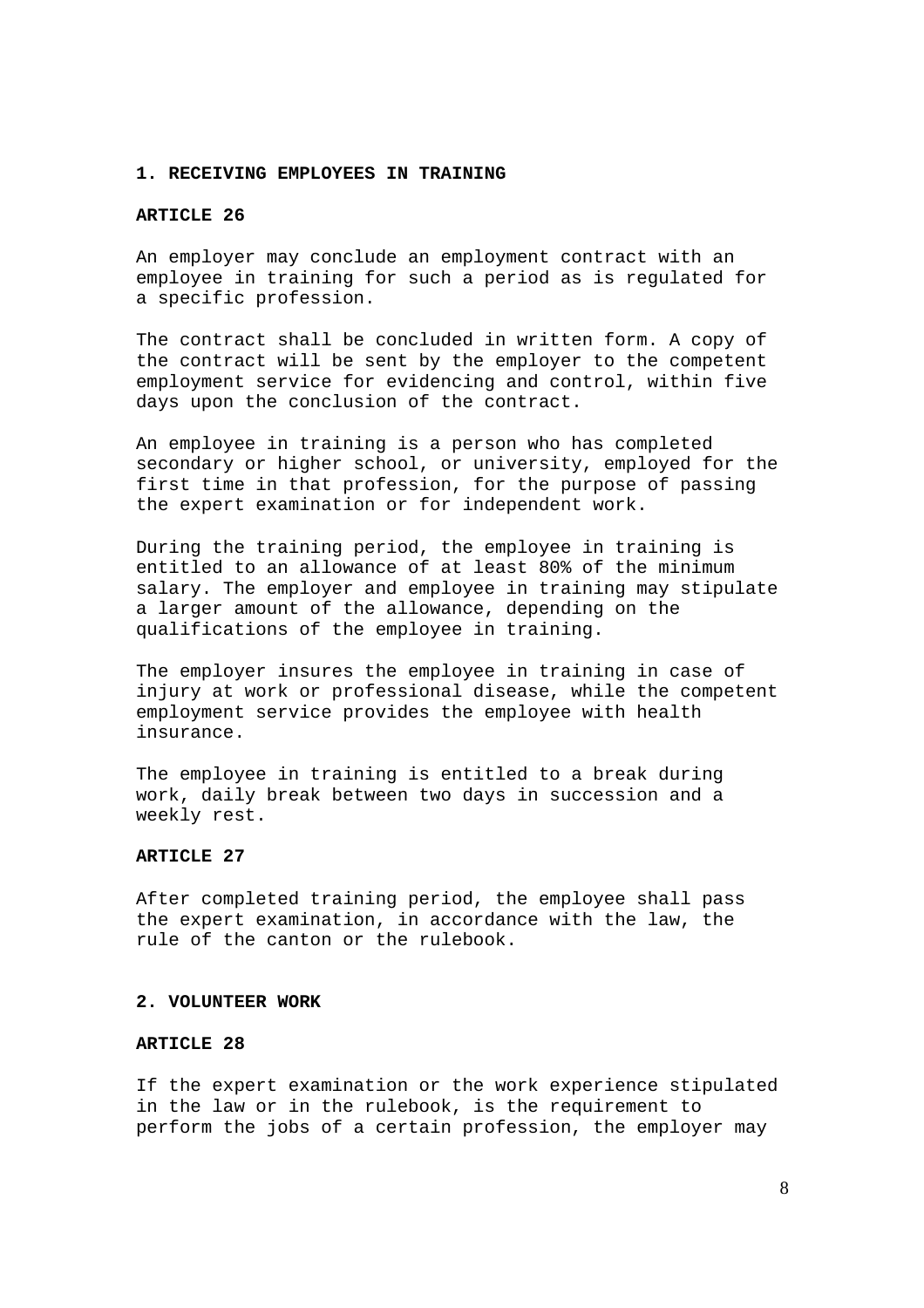## 1. RECEIVING EMPLOYEES IN TRAINING

### ARTICLE 26

An employer may conclude an employment contract with an employee in training for such a period as is regulated for a specific profession.

The contract shall be concluded in written form. A copy of the contract will be sent by the employer to the competent employment service for evidencing and control, within five days upon the conclusion of the contract.

An employee in training is a person who has completed secondary or higher school, or university, employed for the first time in that profession, for the purpose of passing the expert examination or for independent work.

During the training period, the employee in training is entitled to an allowance of at least 80% of the minimum salary. The employer and employee in training may stipulate a larger amount of the allowance, depending on the qualifications of the employee in training.

The employer insures the employee in training in case of injury at work or professional disease, while the competent employment service provides the employee with health insurance.

The employee in training is entitled to a break during work, daily break between two days in succession and a weekly rest.

### ARTICLE 27

After completed training period, the employee shall pass the expert examination, in accordance with the law, the rule of the canton or the rulebook.

## 2. VOLUNTEER WORK

### ARTICLE 28

If the expert examination or the work experience stipulated in the law or in the rulebook, is the requirement to perform the jobs of a certain profession, the employer may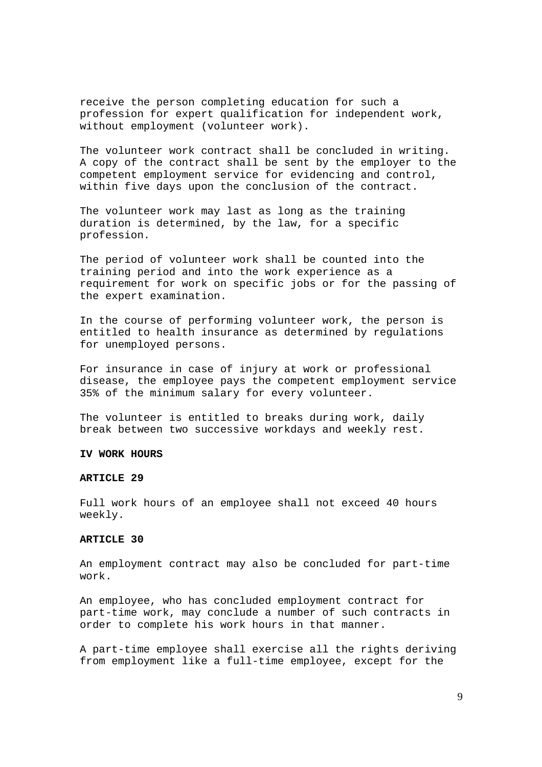receive the person completing education for such a profession for expert qualification for independent work, without employment (volunteer work).

The volunteer work contract shall be concluded in writing. A copy of the contract shall be sent by the employer to the competent employment service for evidencing and control, within five days upon the conclusion of the contract.

The volunteer work may last as long as the training duration is determined, by the law, for a specific profession.

The period of volunteer work shall be counted into the training period and into the work experience as a requirement for work on specific jobs or for the passing of the expert examination.

In the course of performing volunteer work, the person is entitled to health insurance as determined by regulations for unemployed persons.

For insurance in case of injury at work or professional disease, the employee pays the competent employment service 35% of the minimum salary for every volunteer.

The volunteer is entitled to breaks during work, daily break between two successive workdays and weekly rest.

## IV WORK HOURS

### ARTICLE 29

Full work hours of an employee shall not exceed 40 hours weekly.

### ARTICLE 30

An employment contract may also be concluded for part-time work.

An employee, who has concluded employment contract for part-time work, may conclude a number of such contracts in order to complete his work hours in that manner.

A part-time employee shall exercise all the rights deriving from employment like a full-time employee, except for the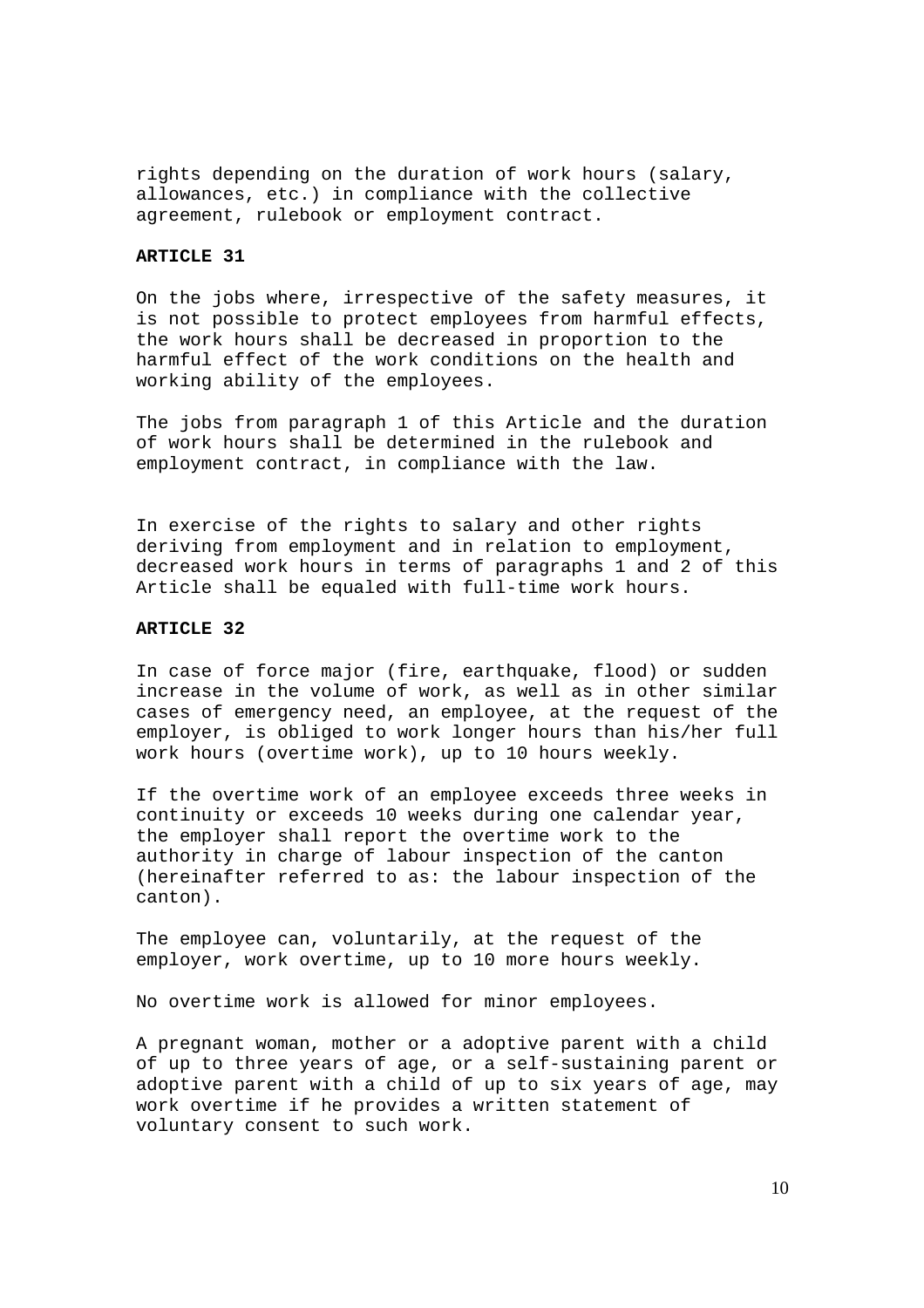rights depending on the duration of work hours (salary, allowances, etc.) in compliance with the collective agreement, rulebook or employment contract.

**ARTICLE 31**

On the jobs where, irrespective of the safety measures, it is not possible to protect employees from harmful effects, the work hours shall be decreased in proportion to the harmful effect of the work conditions on the health and working ability of the employees.

The jobs from paragraph 1 of this Article and the duration of work hours shall be determined in the rulebook and employment contract, in compliance with the law.

In exercise of the rights to salary and other rights deriving from employment and in relation to employment, decreased work hours in terms of paragraphs 1 and 2 of this Article shall be equaled with full-time work hours.

**ARTICLE 32**

In case of force major (fire, earthquake, flood) or sudden increase in the volume of work, as well as in other similar cases of emergency need, an employee, at the request of the employer, is obliged to work longer hours than his/her full work hours (overtime work), up to 10 hours weekly.

If the overtime work of an employee exceeds three weeks in continuity or exceeds 10 weeks during one calendar year, the employer shall report the overtime work to the authority in charge of labour inspection of the canton (hereinafter referred to as: the labour inspection of the canton).

The employee can, voluntarily, at the request of the employer, work overtime, up to 10 more hours weekly.

No overtime work is allowed for minor employees.

A pregnant woman, mother or a adoptive parent with a child of up to three years of age, or a self-sustaining parent or adoptive parent with a child of up to six years of age, may work overtime if he provides a written statement of voluntary consent to such work.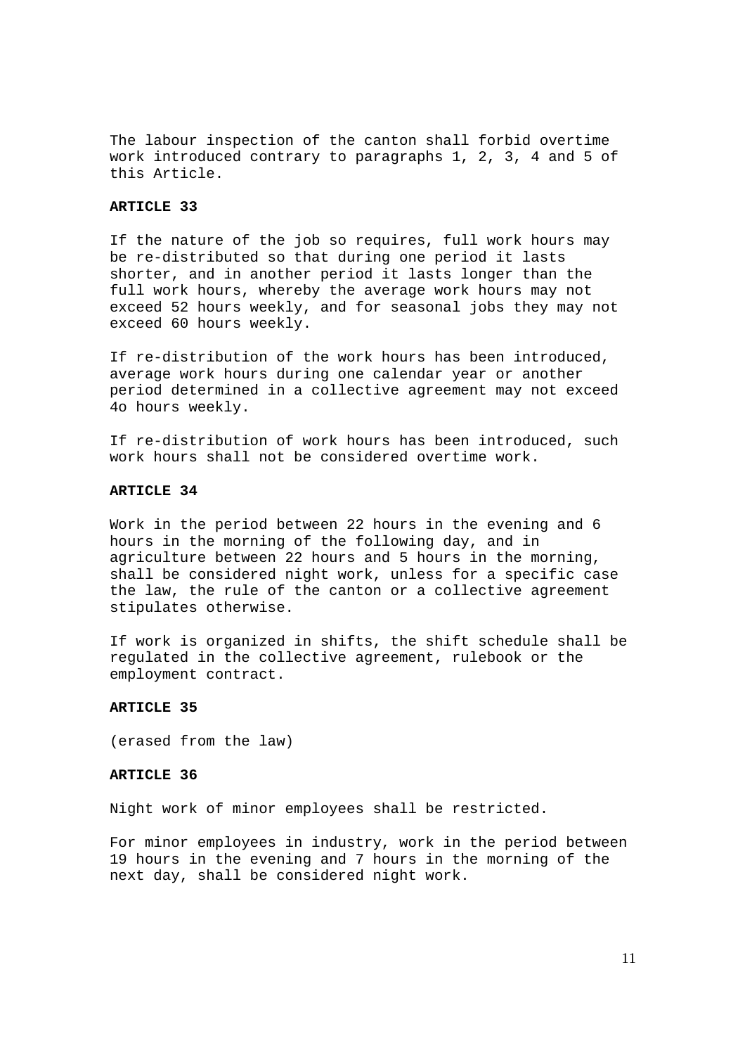The labour inspection of the canton shall forbid overtime work introduced contrary to paragraphs 1, 2, 3, 4 and 5 of this Article.

**ARTICLE 33**

If the nature of the job so requires, full work hours may be re-distributed so that during one period it lasts shorter, and in another period it lasts longer than the full work hours, whereby the average work hours may not exceed 52 hours weekly, and for seasonal jobs they may not exceed 60 hours weekly.

If re-distribution of the work hours has been introduced, average work hours during one calendar year or another period determined in a collective agreement may not exceed 4o hours weekly.

If re-distribution of work hours has been introduced, such work hours shall not be considered overtime work.

**ARTICLE 34**

Work in the period between 22 hours in the evening and 6 hours in the morning of the following day, and in agriculture between 22 hours and 5 hours in the morning, shall be considered night work, unless for a specific case the law, the rule of the canton or a collective agreement stipulates otherwise.

If work is organized in shifts, the shift schedule shall be regulated in the collective agreement, rulebook or the employment contract.

**ARTICLE 35**

(erased from the law)

**ARTICLE 36**

Night work of minor employees shall be restricted.

For minor employees in industry, work in the period between 19 hours in the evening and 7 hours in the morning of the next day, shall be considered night work.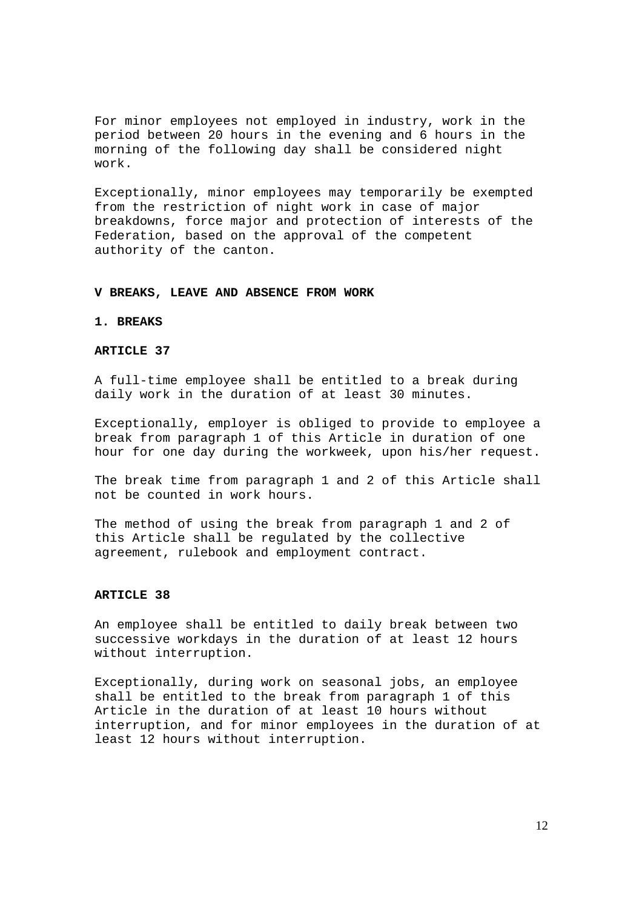For minor employees not employed in industry, work in the period between 20 hours in the evening and 6 hours in the morning of the following day shall be considered night work.

Exceptionally, minor employees may temporarily be exempted from the restriction of night work in case of major breakdowns, force major and protection of interests of the Federation, based on the approval of the competent authority of the canton.

## V BREAKS, LEAVE AND ABSENCE FROM WORK

### 1. BREAKS

#### ARTICLE 37

A full-time employee shall be entitled to a break during daily work in the duration of at least 30 minutes.

Exceptionally, employer is obliged to provide to employee a break from paragraph 1 of this Article in duration of one hour for one day during the workweek, upon his/her request.

The break time from paragraph 1 and 2 of this Article shall not be counted in work hours.

The method of using the break from paragraph 1 and 2 of this Article shall be regulated by the collective agreement, rulebook and employment contract.

#### ARTICLE 38

An employee shall be entitled to daily break between two successive workdays in the duration of at least 12 hours without interruption.

Exceptionally, during work on seasonal jobs, an employee shall be entitled to the break from paragraph 1 of this Article in the duration of at least 10 hours without interruption, and for minor employees in the duration of at least 12 hours without interruption.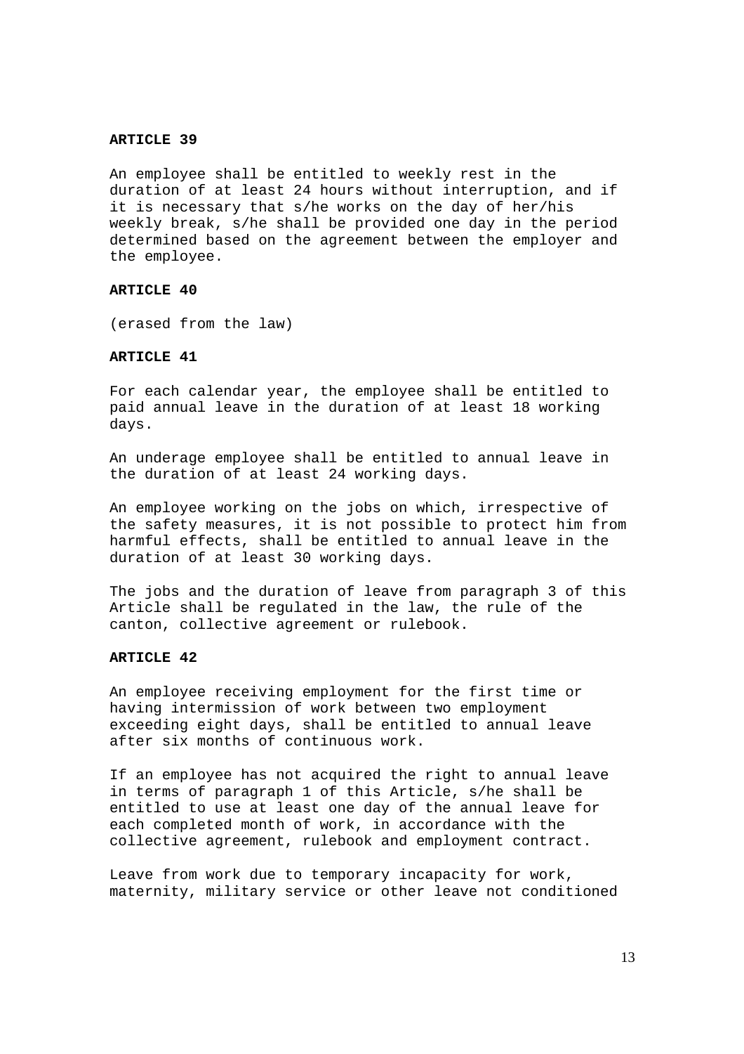**ARTICLE 39**

An employee shall be entitled to weekly rest in the duration of at least 24 hours without interruption, and if it is necessary that s/he works on the day of her/his weekly break, s/he shall be provided one day in the period determined based on the agreement between the employer and the employee.

**ARTICLE 40**

(erased from the law)

**ARTICLE 41**

For each calendar year, the employee shall be entitled to paid annual leave in the duration of at least 18 working days.

An underage employee shall be entitled to annual leave in the duration of at least 24 working days.

An employee working on the jobs on which, irrespective of the safety measures, it is not possible to protect him from harmful effects, shall be entitled to annual leave in the duration of at least 30 working days.

The jobs and the duration of leave from paragraph 3 of this Article shall be regulated in the law, the rule of the canton, collective agreement or rulebook.

**ARTICLE 42**

An employee receiving employment for the first time or having intermission of work between two employment exceeding eight days, shall be entitled to annual leave after six months of continuous work.

If an employee has not acquired the right to annual leave in terms of paragraph 1 of this Article, s/he shall be entitled to use at least one day of the annual leave for each completed month of work, in accordance with the collective agreement, rulebook and employment contract.

Leave from work due to temporary incapacity for work, maternity, military service or other leave not conditioned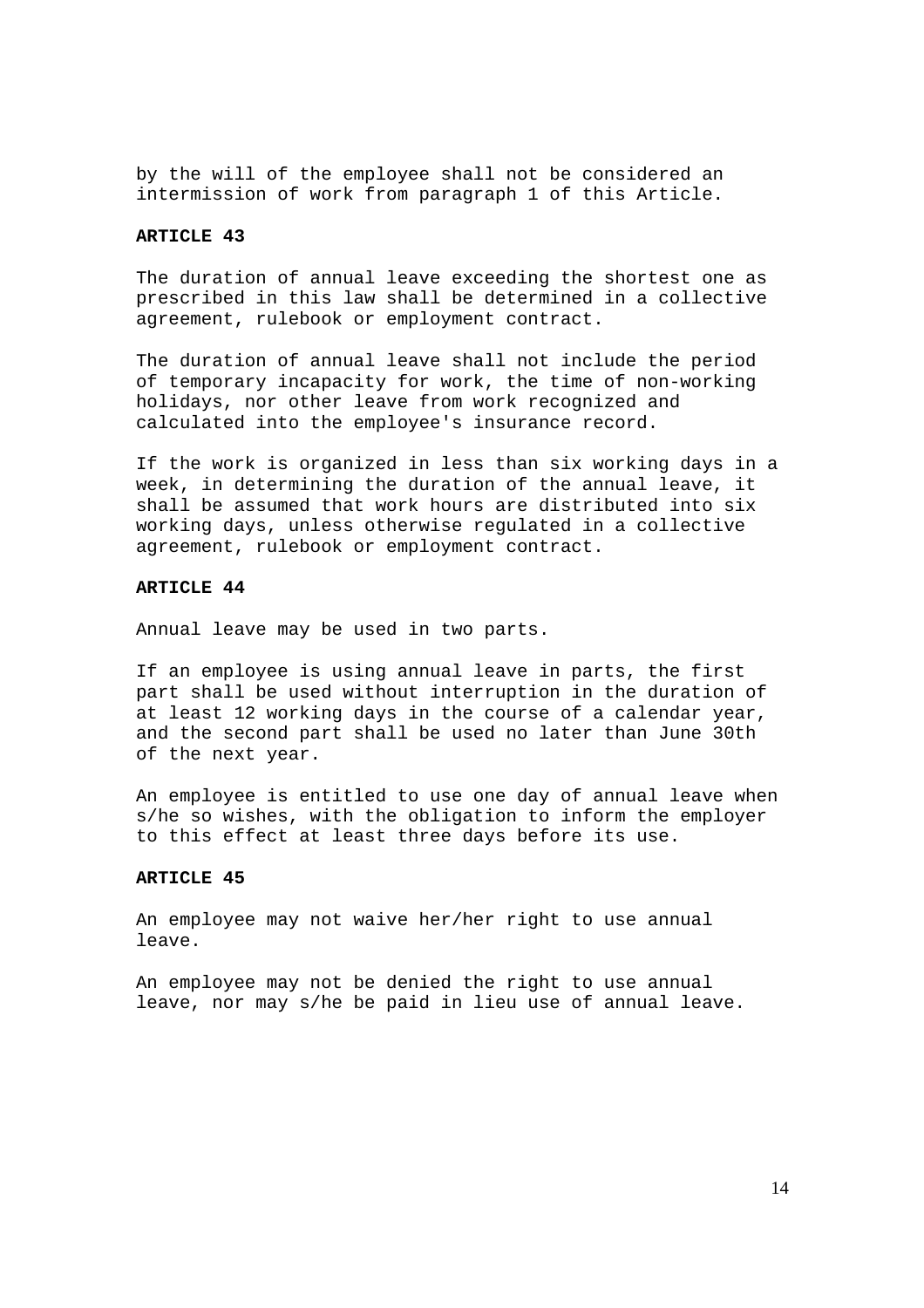by the will of the employee shall not be considered an intermission of work from paragraph 1 of this Article.

**ARTICLE 43**

The duration of annual leave exceeding the shortest one as prescribed in this law shall be determined in a collective agreement, rulebook or employment contract.

The duration of annual leave shall not include the period of temporary incapacity for work, the time of non-working holidays, nor other leave from work recognized and calculated into the employee's insurance record.

If the work is organized in less than six working days in a week, in determining the duration of the annual leave, it shall be assumed that work hours are distributed into six working days, unless otherwise regulated in a collective agreement, rulebook or employment contract.

**ARTICLE 44**

Annual leave may be used in two parts.

If an employee is using annual leave in parts, the first part shall be used without interruption in the duration of at least 12 working days in the course of a calendar year, and the second part shall be used no later than June 30th of the next year.

An employee is entitled to use one day of annual leave when s/he so wishes, with the obligation to inform the employer to this effect at least three days before its use.

**ARTICLE 45**

An employee may not waive her/her right to use annual leave.

An employee may not be denied the right to use annual leave, nor may s/he be paid in lieu use of annual leave.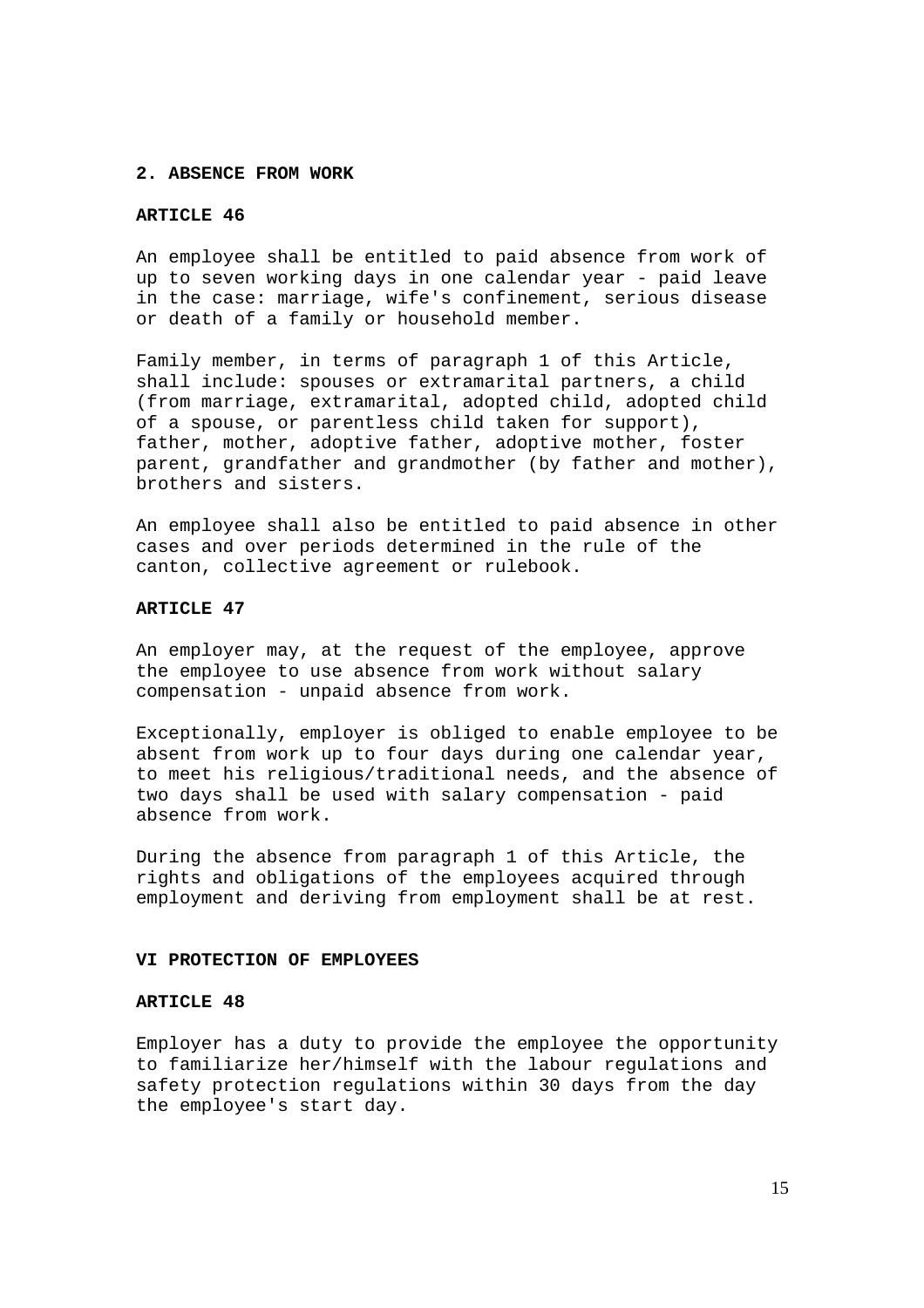## 2. ABSENCE FROM WORK

### ARTICLE 46

An employee shall be entitled to paid absence from work of up to seven working days in one calendar year - paid leave in the case: marriage, wife's confinement, serious disease or death of a family or household member.

Family member, in terms of paragraph 1 of this Article, shall include: spouses or extramarital partners, a child (from marriage, extramarital, adopted child, adopted child of a spouse, or parentless child taken for support), father, mother, adoptive father, adoptive mother, foster parent, grandfather and grandmother (by father and mother), brothers and sisters.

An employee shall also be entitled to paid absence in other cases and over periods determined in the rule of the canton, collective agreement or rulebook.

### ARTICLE 47

An employer may, at the request of the employee, approve the employee to use absence from work without salary compensation - unpaid absence from work.

Exceptionally, employer is obliged to enable employee to be absent from work up to four days during one calendar year, to meet his religious/traditional needs, and the absence of two days shall be used with salary compensation - paid absence from work.

During the absence from paragraph 1 of this Article, the rights and obligations of the employees acquired through employment and deriving from employment shall be at rest.

## VI PROTECTION OF EMPLOYEES

### ARTICLE 48

Employer has a duty to provide the employee the opportunity to familiarize her/himself with the labour regulations and safety protection regulations within 30 days from the day the employee's start day.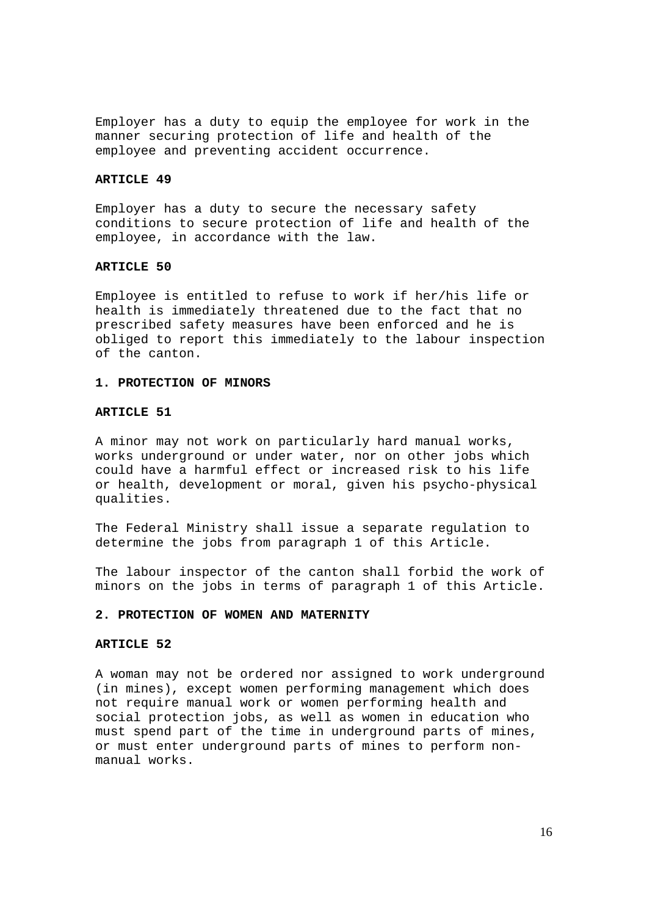Employer has a duty to equip the employee for work in the manner securing protection of life and health of the employee and preventing accident occurrence.

**ARTICLE 49**

Employer has a duty to secure the necessary safety conditions to secure protection of life and health of the employee, in accordance with the law.

**ARTICLE 50**

Employee is entitled to refuse to work if her/his life or health is immediately threatened due to the fact that no prescribed safety measures have been enforced and he is obliged to report this immediately to the labour inspection of the canton.

**1. PROTECTION OF MINORS**

**ARTICLE 51**

A minor may not work on particularly hard manual works, works underground or under water, nor on other jobs which could have a harmful effect or increased risk to his life or health, development or moral, given his psycho-physical qualities.

The Federal Ministry shall issue a separate regulation to determine the jobs from paragraph 1 of this Article.

The labour inspector of the canton shall forbid the work of minors on the jobs in terms of paragraph 1 of this Article.

**2. PROTECTION OF WOMEN AND MATERNITY**

**ARTICLE 52**

A woman may not be ordered nor assigned to work underground (in mines), except women performing management which does not require manual work or women performing health and social protection jobs, as well as women in education who must spend part of the time in underground parts of mines, or must enter underground parts of mines to perform non-manual works.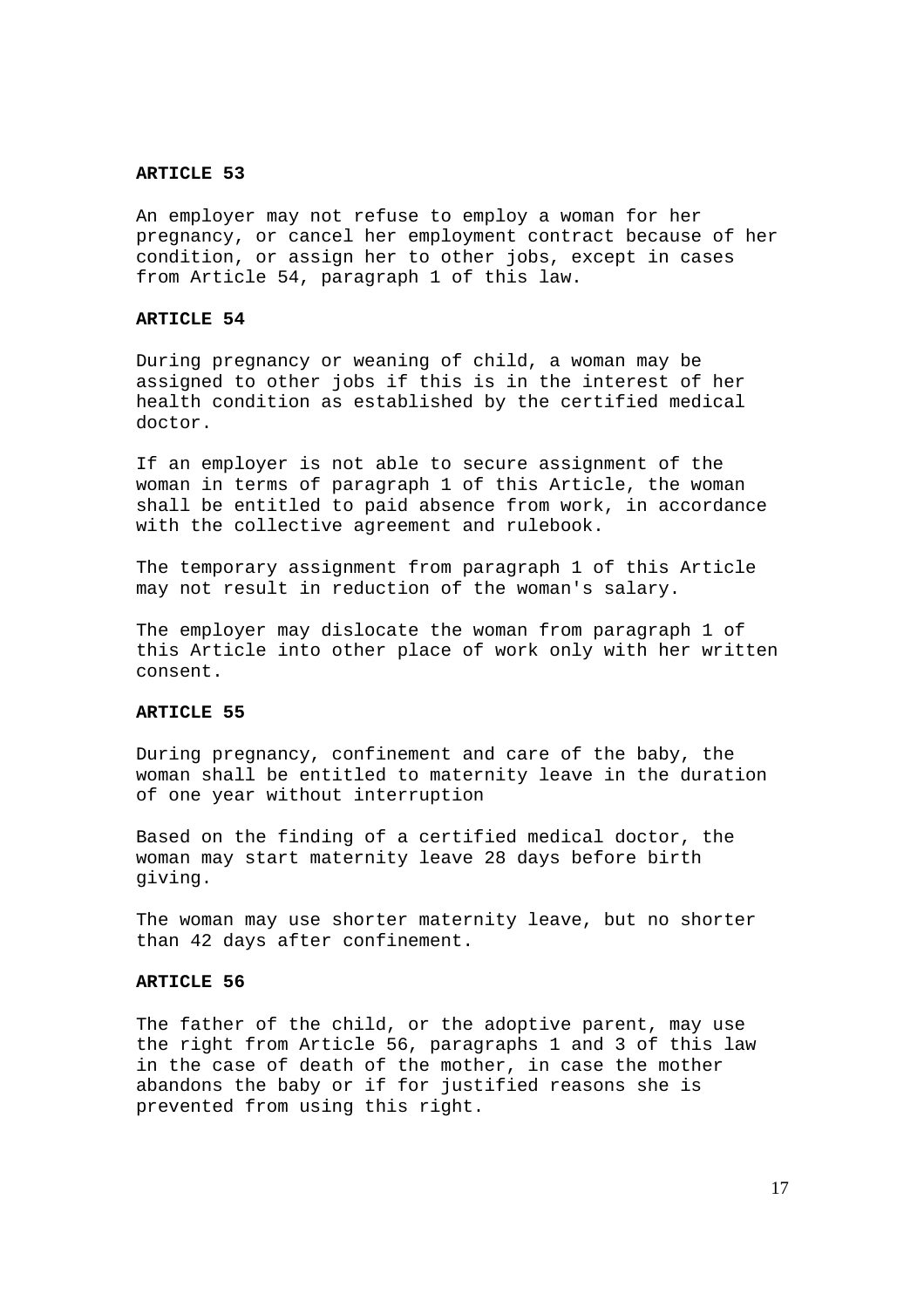**ARTICLE 53**

An employer may not refuse to employ a woman for her pregnancy, or cancel her employment contract because of her condition, or assign her to other jobs, except in cases from Article 54, paragraph 1 of this law.

**ARTICLE 54**

During pregnancy or weaning of child, a woman may be assigned to other jobs if this is in the interest of her health condition as established by the certified medical doctor.

If an employer is not able to secure assignment of the woman in terms of paragraph 1 of this Article, the woman shall be entitled to paid absence from work, in accordance with the collective agreement and rulebook.

The temporary assignment from paragraph 1 of this Article may not result in reduction of the woman's salary.

The employer may dislocate the woman from paragraph 1 of this Article into other place of work only with her written consent.

**ARTICLE 55**

During pregnancy, confinement and care of the baby, the woman shall be entitled to maternity leave in the duration of one year without interruption

Based on the finding of a certified medical doctor, the woman may start maternity leave 28 days before birth giving.

The woman may use shorter maternity leave, but no shorter than 42 days after confinement.

**ARTICLE 56**

The father of the child, or the adoptive parent, may use the right from Article 56, paragraphs 1 and 3 of this law in the case of death of the mother, in case the mother abandons the baby or if for justified reasons she is prevented from using this right.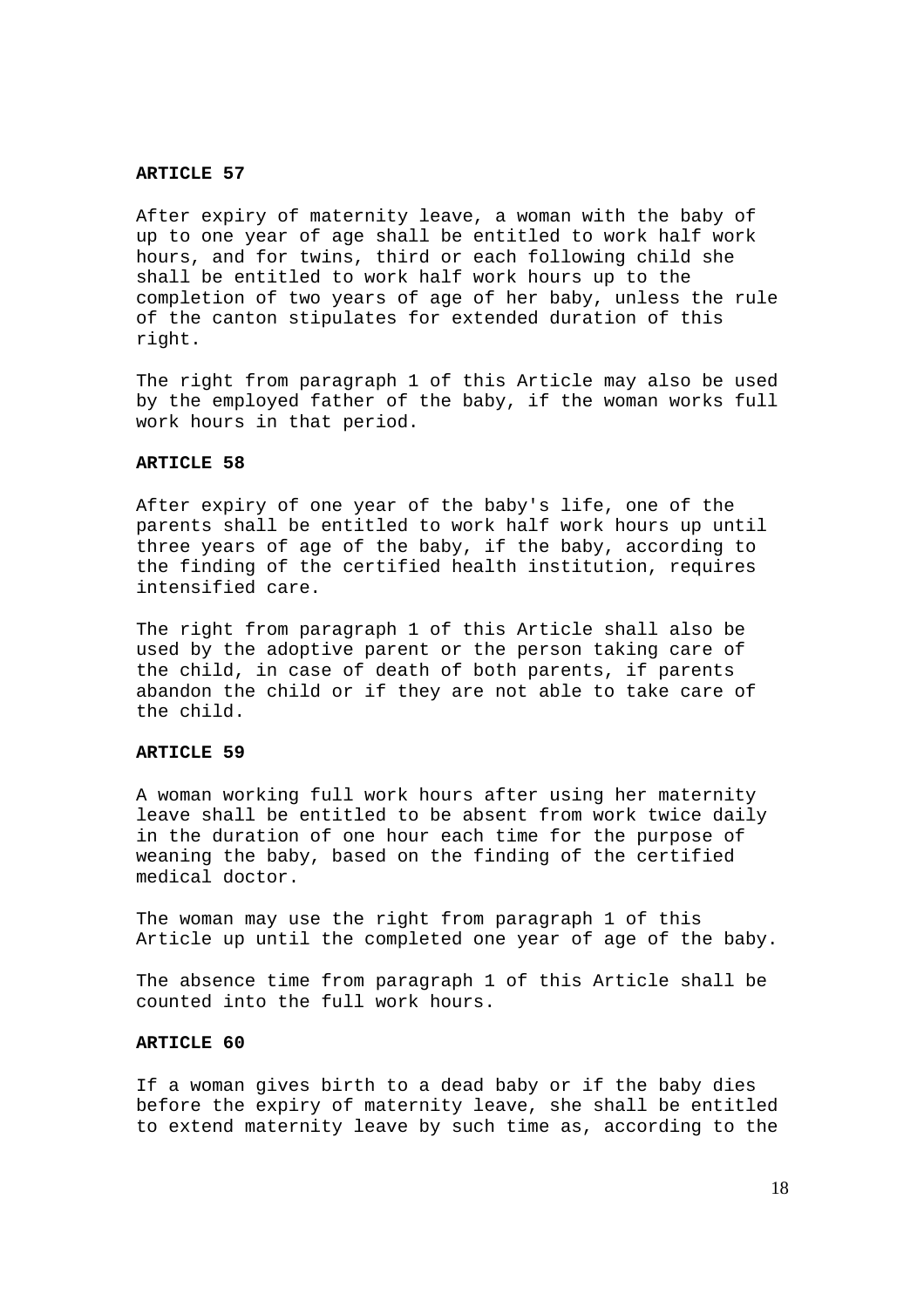**ARTICLE 57**

After expiry of maternity leave, a woman with the baby of up to one year of age shall be entitled to work half work hours, and for twins, third or each following child she shall be entitled to work half work hours up to the completion of two years of age of her baby, unless the rule of the canton stipulates for extended duration of this right.

The right from paragraph 1 of this Article may also be used by the employed father of the baby, if the woman works full work hours in that period.

**ARTICLE 58**

After expiry of one year of the baby's life, one of the parents shall be entitled to work half work hours up until three years of age of the baby, if the baby, according to the finding of the certified health institution, requires intensified care.

The right from paragraph 1 of this Article shall also be used by the adoptive parent or the person taking care of the child, in case of death of both parents, if parents abandon the child or if they are not able to take care of the child.

**ARTICLE 59**

A woman working full work hours after using her maternity leave shall be entitled to be absent from work twice daily in the duration of one hour each time for the purpose of weaning the baby, based on the finding of the certified medical doctor.

The woman may use the right from paragraph 1 of this Article up until the completed one year of age of the baby.

The absence time from paragraph 1 of this Article shall be counted into the full work hours.

**ARTICLE 60**

If a woman gives birth to a dead baby or if the baby dies before the expiry of maternity leave, she shall be entitled to extend maternity leave by such time as, according to the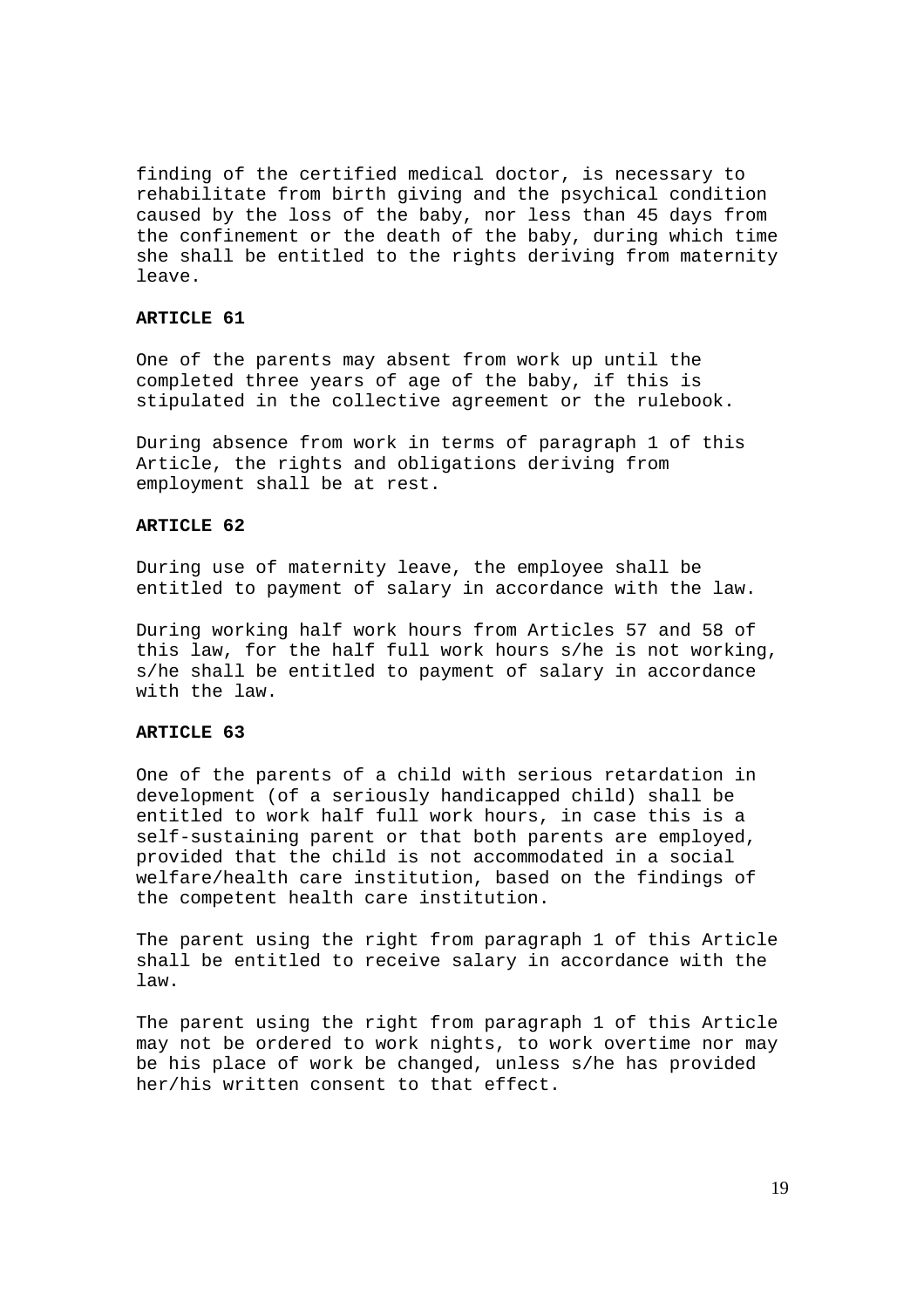finding of the certified medical doctor, is necessary to rehabilitate from birth giving and the psychical condition caused by the loss of the baby, nor less than 45 days from the confinement or the death of the baby, during which time she shall be entitled to the rights deriving from maternity leave.

**ARTICLE 61**

One of the parents may absent from work up until the completed three years of age of the baby, if this is stipulated in the collective agreement or the rulebook.

During absence from work in terms of paragraph 1 of this Article, the rights and obligations deriving from employment shall be at rest.

**ARTICLE 62**

During use of maternity leave, the employee shall be entitled to payment of salary in accordance with the law.

During working half work hours from Articles 57 and 58 of this law, for the half full work hours s/he is not working, s/he shall be entitled to payment of salary in accordance with the law.

**ARTICLE 63**

One of the parents of a child with serious retardation in development (of a seriously handicapped child) shall be entitled to work half full work hours, in case this is a self-sustaining parent or that both parents are employed, provided that the child is not accommodated in a social welfare/health care institution, based on the findings of the competent health care institution.

The parent using the right from paragraph 1 of this Article shall be entitled to receive salary in accordance with the law.

The parent using the right from paragraph 1 of this Article may not be ordered to work nights, to work overtime nor may be his place of work be changed, unless s/he has provided her/his written consent to that effect.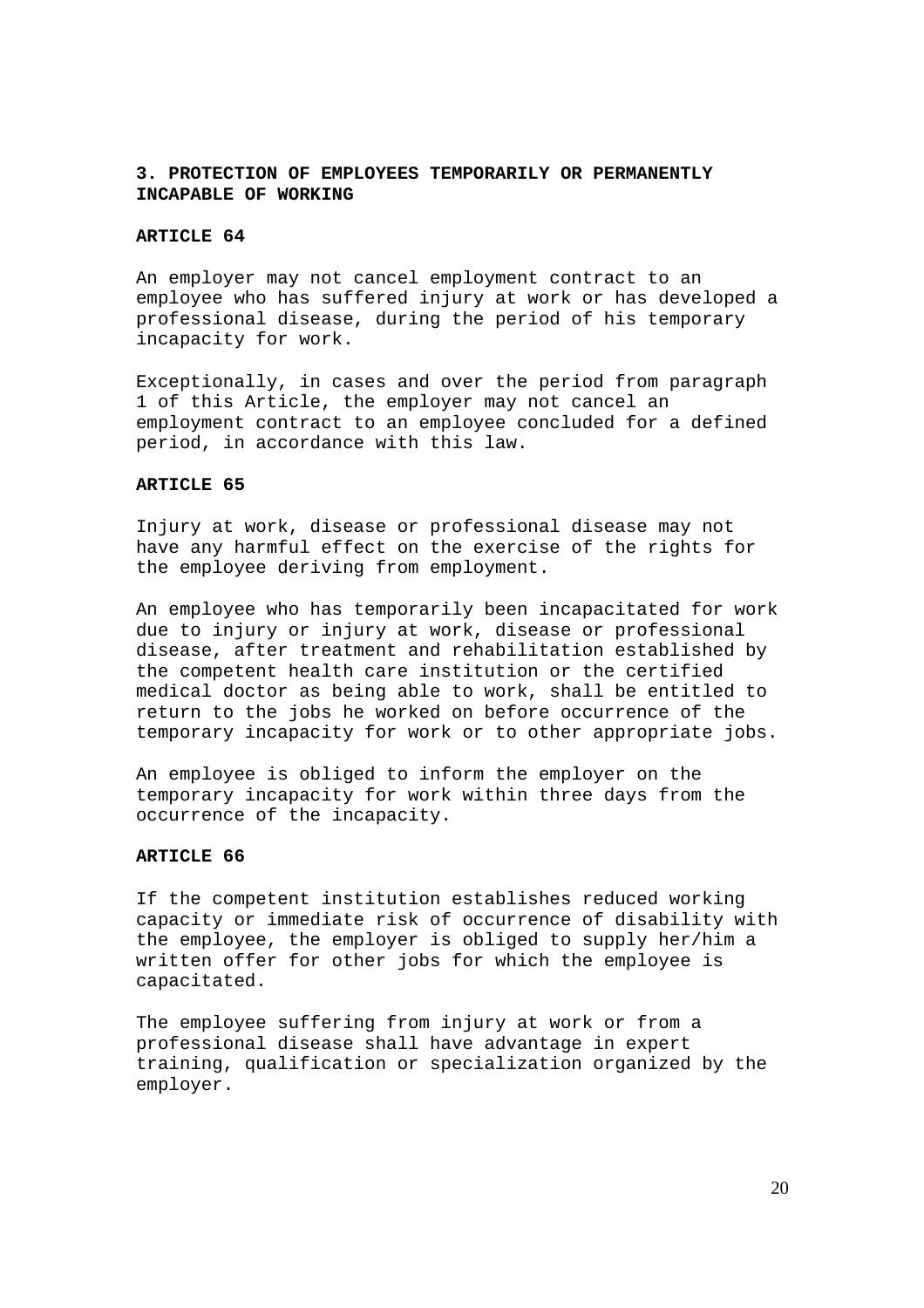## 3. PROTECTION OF EMPLOYEES TEMPORARILY OR PERMANENTLY INCAPABLE OF WORKING

### ARTICLE 64

An employer may not cancel employment contract to an employee who has suffered injury at work or has developed a professional disease, during the period of his temporary incapacity for work.

Exceptionally, in cases and over the period from paragraph 1 of this Article, the employer may not cancel an employment contract to an employee concluded for a defined period, in accordance with this law.

### ARTICLE 65

Injury at work, disease or professional disease may not have any harmful effect on the exercise of the rights for the employee deriving from employment.

An employee who has temporarily been incapacitated for work due to injury or injury at work, disease or professional disease, after treatment and rehabilitation established by the competent health care institution or the certified medical doctor as being able to work, shall be entitled to return to the jobs he worked on before occurrence of the temporary incapacity for work or to other appropriate jobs.

An employee is obliged to inform the employer on the temporary incapacity for work within three days from the occurrence of the incapacity.

### ARTICLE 66

If the competent institution establishes reduced working capacity or immediate risk of occurrence of disability with the employee, the employer is obliged to supply her/him a written offer for other jobs for which the employee is capacitated.

The employee suffering from injury at work or from a professional disease shall have advantage in expert training, qualification or specialization organized by the employer.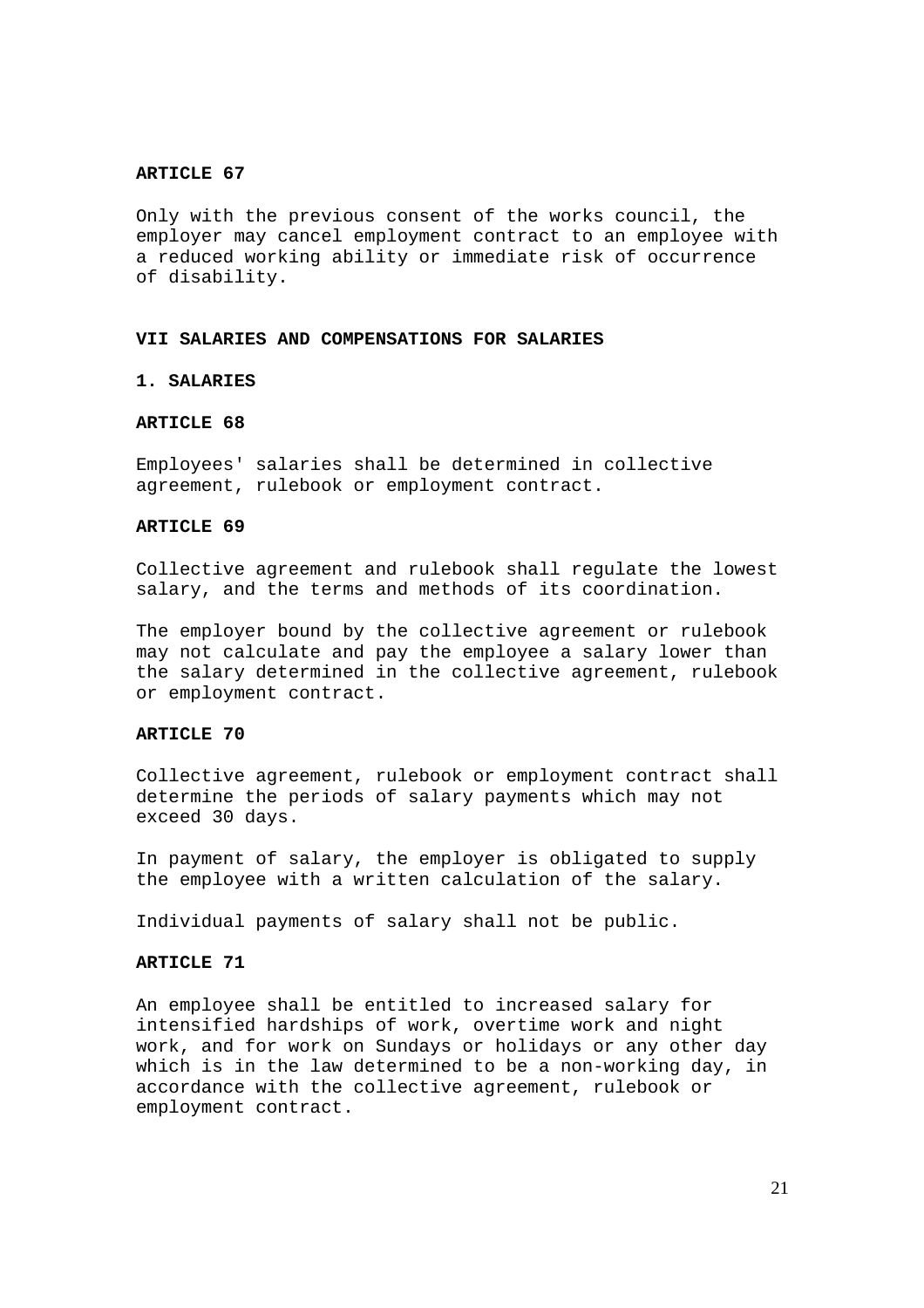### ARTICLE 67

Only with the previous consent of the works council, the employer may cancel employment contract to an employee with a reduced working ability or immediate risk of occurrence of disability.

## VII SALARIES AND COMPENSATIONS FOR SALARIES

### 1. SALARIES

### ARTICLE 68

Employees' salaries shall be determined in collective agreement, rulebook or employment contract.

### ARTICLE 69

Collective agreement and rulebook shall regulate the lowest salary, and the terms and methods of its coordination.

The employer bound by the collective agreement or rulebook may not calculate and pay the employee a salary lower than the salary determined in the collective agreement, rulebook or employment contract.

### ARTICLE 70

Collective agreement, rulebook or employment contract shall determine the periods of salary payments which may not exceed 30 days.

In payment of salary, the employer is obligated to supply the employee with a written calculation of the salary.

Individual payments of salary shall not be public.

### ARTICLE 71

An employee shall be entitled to increased salary for intensified hardships of work, overtime work and night work, and for work on Sundays or holidays or any other day which is in the law determined to be a non-working day, in accordance with the collective agreement, rulebook or employment contract.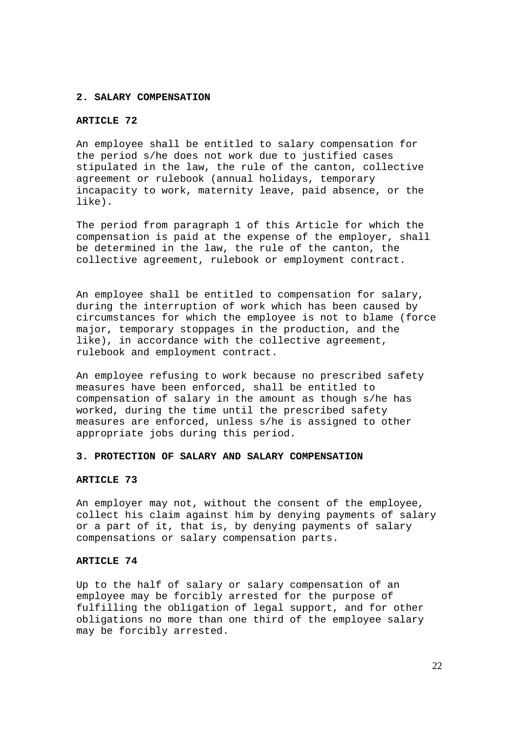## 2. SALARY COMPENSATION

### ARTICLE 72

An employee shall be entitled to salary compensation for the period s/he does not work due to justified cases stipulated in the law, the rule of the canton, collective agreement or rulebook (annual holidays, temporary incapacity to work, maternity leave, paid absence, or the like).

The period from paragraph 1 of this Article for which the compensation is paid at the expense of the employer, shall be determined in the law, the rule of the canton, the collective agreement, rulebook or employment contract.

An employee shall be entitled to compensation for salary, during the interruption of work which has been caused by circumstances for which the employee is not to blame (force major, temporary stoppages in the production, and the like), in accordance with the collective agreement, rulebook and employment contract.

An employee refusing to work because no prescribed safety measures have been enforced, shall be entitled to compensation of salary in the amount as though s/he has worked, during the time until the prescribed safety measures are enforced, unless s/he is assigned to other appropriate jobs during this period.

## 3. PROTECTION OF SALARY AND SALARY COMPENSATION

### ARTICLE 73

An employer may not, without the consent of the employee, collect his claim against him by denying payments of salary or a part of it, that is, by denying payments of salary compensations or salary compensation parts.

### ARTICLE 74

Up to the half of salary or salary compensation of an employee may be forcibly arrested for the purpose of fulfilling the obligation of legal support, and for other obligations no more than one third of the employee salary may be forcibly arrested.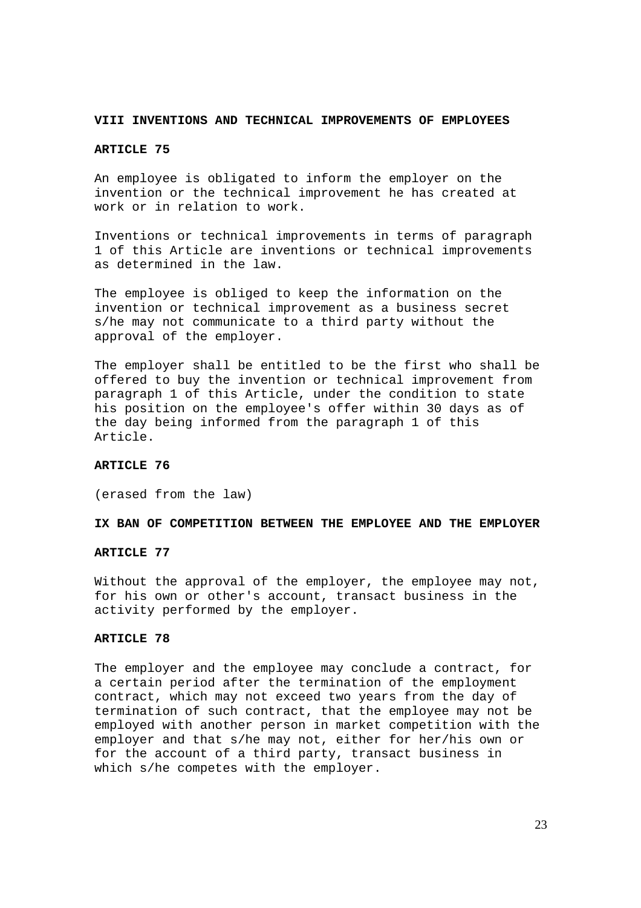## VIII INVENTIONS AND TECHNICAL IMPROVEMENTS OF EMPLOYEES

### ARTICLE 75

An employee is obligated to inform the employer on the invention or the technical improvement he has created at work or in relation to work.

Inventions or technical improvements in terms of paragraph 1 of this Article are inventions or technical improvements as determined in the law.

The employee is obliged to keep the information on the invention or technical improvement as a business secret s/he may not communicate to a third party without the approval of the employer.

The employer shall be entitled to be the first who shall be offered to buy the invention or technical improvement from paragraph 1 of this Article, under the condition to state his position on the employee's offer within 30 days as of the day being informed from the paragraph 1 of this Article.

### ARTICLE 76

(erased from the law)

## IX BAN OF COMPETITION BETWEEN THE EMPLOYEE AND THE EMPLOYER

### ARTICLE 77

Without the approval of the employer, the employee may not, for his own or other's account, transact business in the activity performed by the employer.

### ARTICLE 78

The employer and the employee may conclude a contract, for a certain period after the termination of the employment contract, which may not exceed two years from the day of termination of such contract, that the employee may not be employed with another person in market competition with the employer and that s/he may not, either for her/his own or for the account of a third party, transact business in which s/he competes with the employer.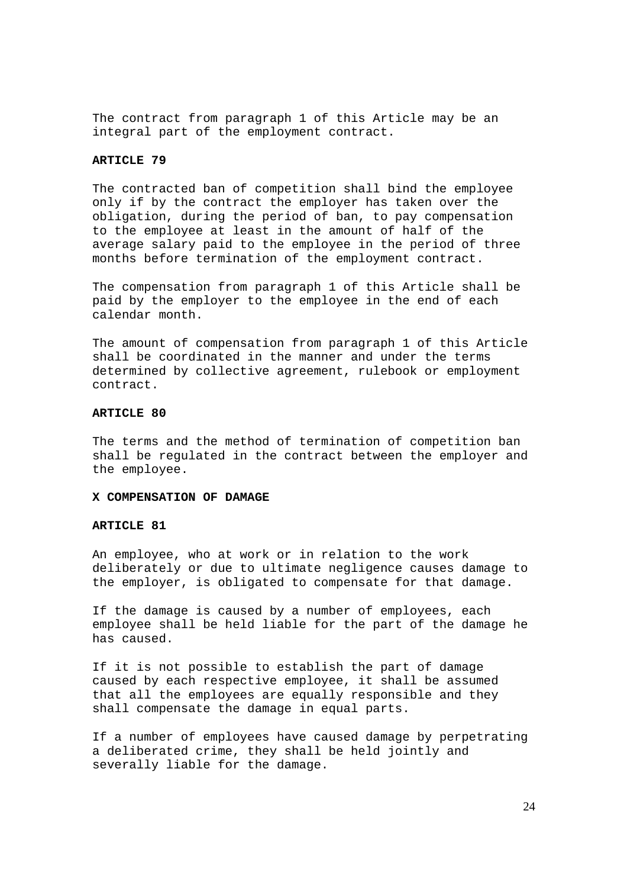The contract from paragraph 1 of this Article may be an integral part of the employment contract.

### ARTICLE 79

The contracted ban of competition shall bind the employee only if by the contract the employer has taken over the obligation, during the period of ban, to pay compensation to the employee at least in the amount of half of the average salary paid to the employee in the period of three months before termination of the employment contract.

The compensation from paragraph 1 of this Article shall be paid by the employer to the employee in the end of each calendar month.

The amount of compensation from paragraph 1 of this Article shall be coordinated in the manner and under the terms determined by collective agreement, rulebook or employment contract.

### ARTICLE 80

The terms and the method of termination of competition ban shall be regulated in the contract between the employer and the employee.

## X COMPENSATION OF DAMAGE

### ARTICLE 81

An employee, who at work or in relation to the work deliberately or due to ultimate negligence causes damage to the employer, is obligated to compensate for that damage.

If the damage is caused by a number of employees, each employee shall be held liable for the part of the damage he has caused.

If it is not possible to establish the part of damage caused by each respective employee, it shall be assumed that all the employees are equally responsible and they shall compensate the damage in equal parts.

If a number of employees have caused damage by perpetrating a deliberated crime, they shall be held jointly and severally liable for the damage.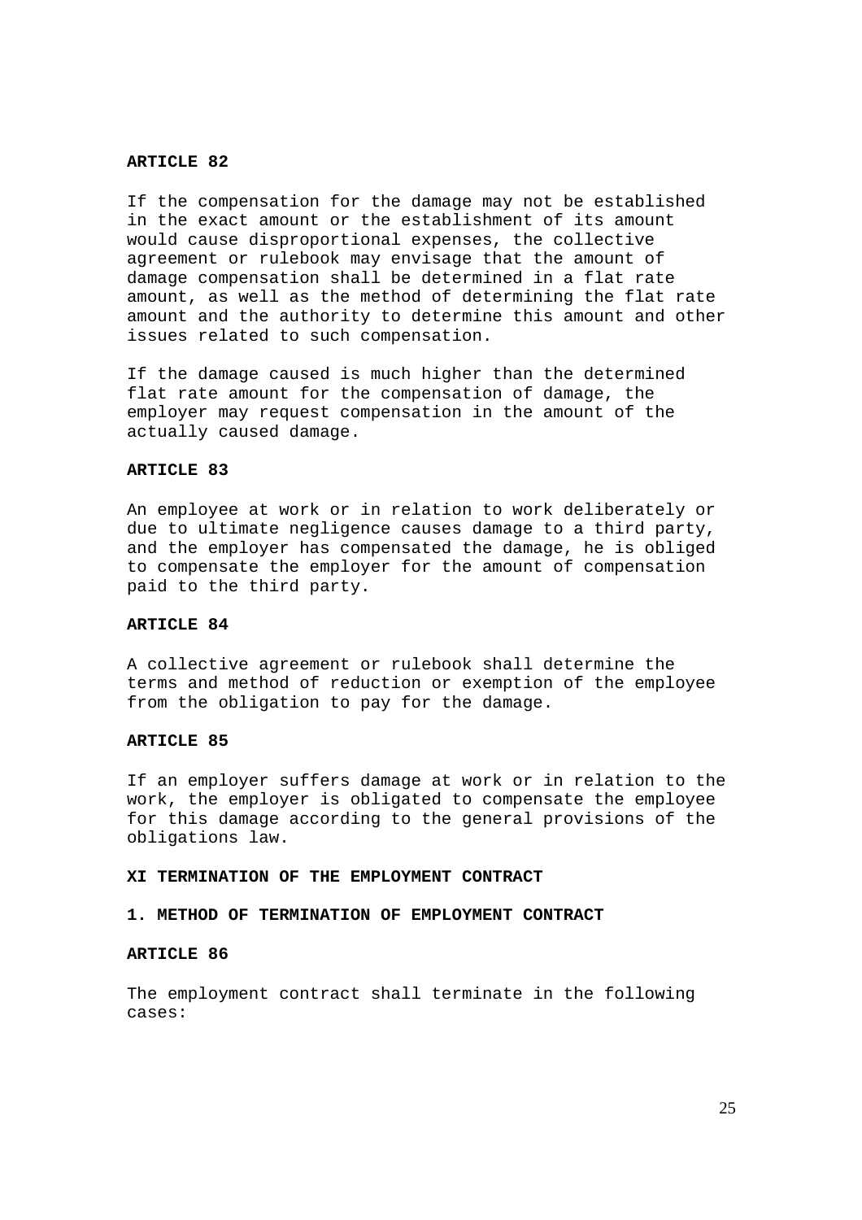**ARTICLE 82**

If the compensation for the damage may not be established in the exact amount or the establishment of its amount would cause disproportional expenses, the collective agreement or rulebook may envisage that the amount of damage compensation shall be determined in a flat rate amount, as well as the method of determining the flat rate amount and the authority to determine this amount and other issues related to such compensation.

If the damage caused is much higher than the determined flat rate amount for the compensation of damage, the employer may request compensation in the amount of the actually caused damage.

**ARTICLE 83**

An employee at work or in relation to work deliberately or due to ultimate negligence causes damage to a third party, and the employer has compensated the damage, he is obliged to compensate the employer for the amount of compensation paid to the third party.

**ARTICLE 84**

A collective agreement or rulebook shall determine the terms and method of reduction or exemption of the employee from the obligation to pay for the damage.

**ARTICLE 85**

If an employer suffers damage at work or in relation to the work, the employer is obligated to compensate the employee for this damage according to the general provisions of the obligations law.

**XI TERMINATION OF THE EMPLOYMENT CONTRACT**

**1. METHOD OF TERMINATION OF EMPLOYMENT CONTRACT**

**ARTICLE 86**

The employment contract shall terminate in the following cases: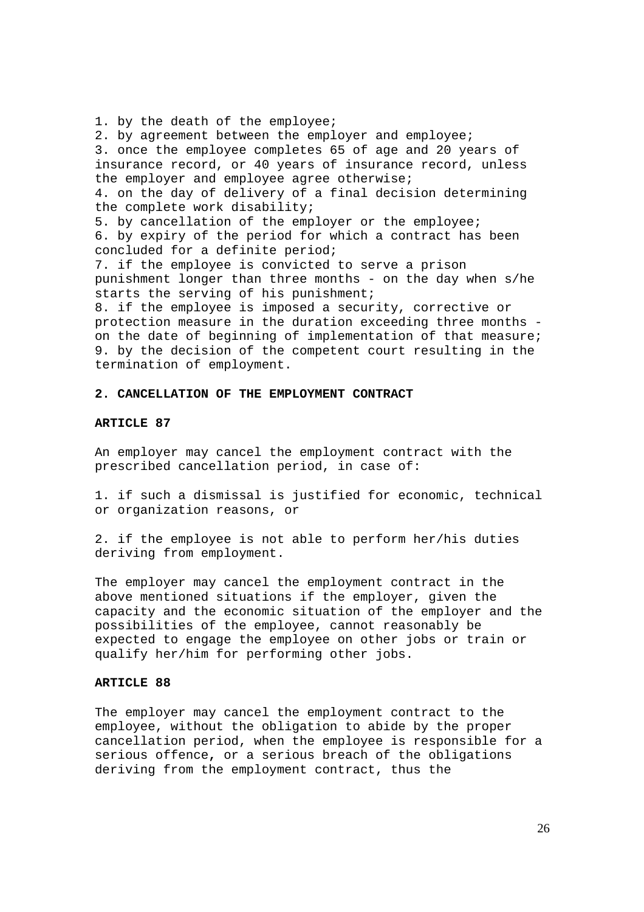1. by the death of the employee;
2. by agreement between the employer and employee;
3. once the employee completes 65 of age and 20 years of insurance record, or 40 years of insurance record, unless the employer and employee agree otherwise;
4. on the day of delivery of a final decision determining the complete work disability;
5. by cancellation of the employer or the employee;
6. by expiry of the period for which a contract has been concluded for a definite period;
7. if the employee is convicted to serve a prison punishment longer than three months - on the day when s/he starts the serving of his punishment;
8. if the employee is imposed a security, corrective or protection measure in the duration exceeding three months - on the date of beginning of implementation of that measure;
9. by the decision of the competent court resulting in the termination of employment.

## 2. CANCELLATION OF THE EMPLOYMENT CONTRACT

### ARTICLE 87

An employer may cancel the employment contract with the prescribed cancellation period, in case of:

1. if such a dismissal is justified for economic, technical or organization reasons, or

2. if the employee is not able to perform her/his duties deriving from employment.

The employer may cancel the employment contract in the above mentioned situations if the employer, given the capacity and the economic situation of the employer and the possibilities of the employee, cannot reasonably be expected to engage the employee on other jobs or train or qualify her/him for performing other jobs.

### ARTICLE 88

The employer may cancel the employment contract to the employee, without the obligation to abide by the proper cancellation period, when the employee is responsible for a serious offence, or a serious breach of the obligations deriving from the employment contract, thus the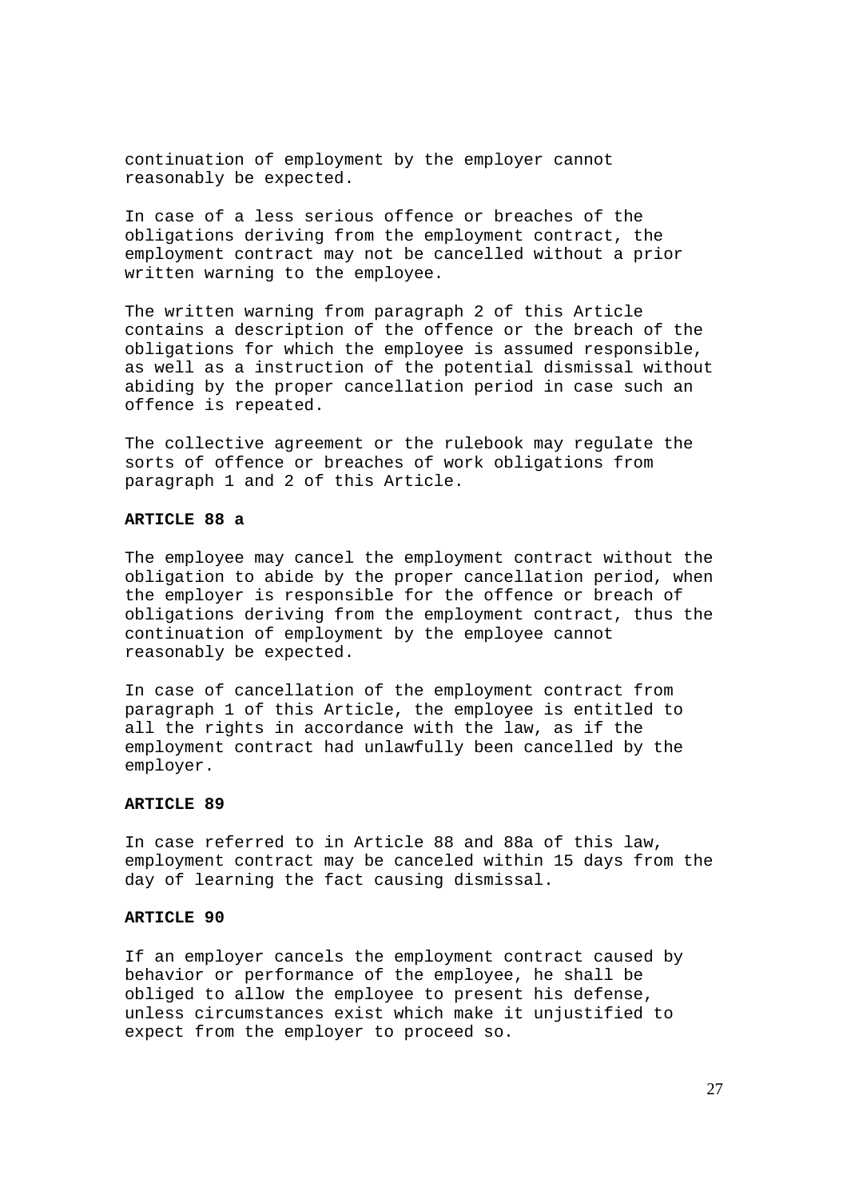continuation of employment by the employer cannot reasonably be expected.

In case of a less serious offence or breaches of the obligations deriving from the employment contract, the employment contract may not be cancelled without a prior written warning to the employee.

The written warning from paragraph 2 of this Article contains a description of the offence or the breach of the obligations for which the employee is assumed responsible, as well as a instruction of the potential dismissal without abiding by the proper cancellation period in case such an offence is repeated.

The collective agreement or the rulebook may regulate the sorts of offence or breaches of work obligations from paragraph 1 and 2 of this Article.

**ARTICLE 88 a**

The employee may cancel the employment contract without the obligation to abide by the proper cancellation period, when the employer is responsible for the offence or breach of obligations deriving from the employment contract, thus the continuation of employment by the employee cannot reasonably be expected.

In case of cancellation of the employment contract from paragraph 1 of this Article, the employee is entitled to all the rights in accordance with the law, as if the employment contract had unlawfully been cancelled by the employer.

**ARTICLE 89**

In case referred to in Article 88 and 88a of this law, employment contract may be canceled within 15 days from the day of learning the fact causing dismissal.

**ARTICLE 90**

If an employer cancels the employment contract caused by behavior or performance of the employee, he shall be obliged to allow the employee to present his defense, unless circumstances exist which make it unjustified to expect from the employer to proceed so.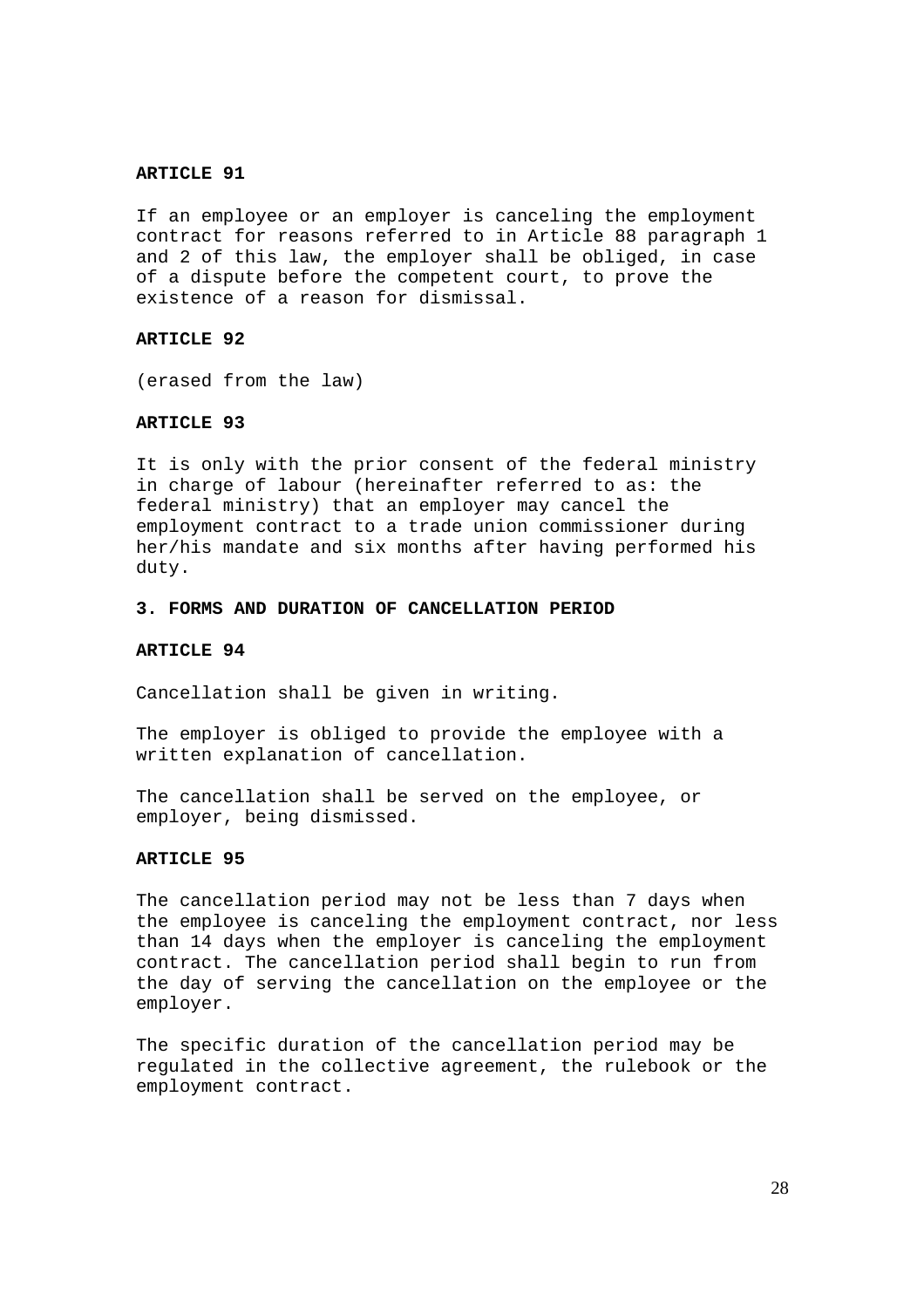**ARTICLE 91**

If an employee or an employer is canceling the employment contract for reasons referred to in Article 88 paragraph 1 and 2 of this law, the employer shall be obliged, in case of a dispute before the competent court, to prove the existence of a reason for dismissal.

**ARTICLE 92**

(erased from the law)

**ARTICLE 93**

It is only with the prior consent of the federal ministry in charge of labour (hereinafter referred to as: the federal ministry) that an employer may cancel the employment contract to a trade union commissioner during her/his mandate and six months after having performed his duty.

## 3. FORMS AND DURATION OF CANCELLATION PERIOD

**ARTICLE 94**

Cancellation shall be given in writing.

The employer is obliged to provide the employee with a written explanation of cancellation.

The cancellation shall be served on the employee, or employer, being dismissed.

**ARTICLE 95**

The cancellation period may not be less than 7 days when the employee is canceling the employment contract, nor less than 14 days when the employer is canceling the employment contract. The cancellation period shall begin to run from the day of serving the cancellation on the employee or the employer.

The specific duration of the cancellation period may be regulated in the collective agreement, the rulebook or the employment contract.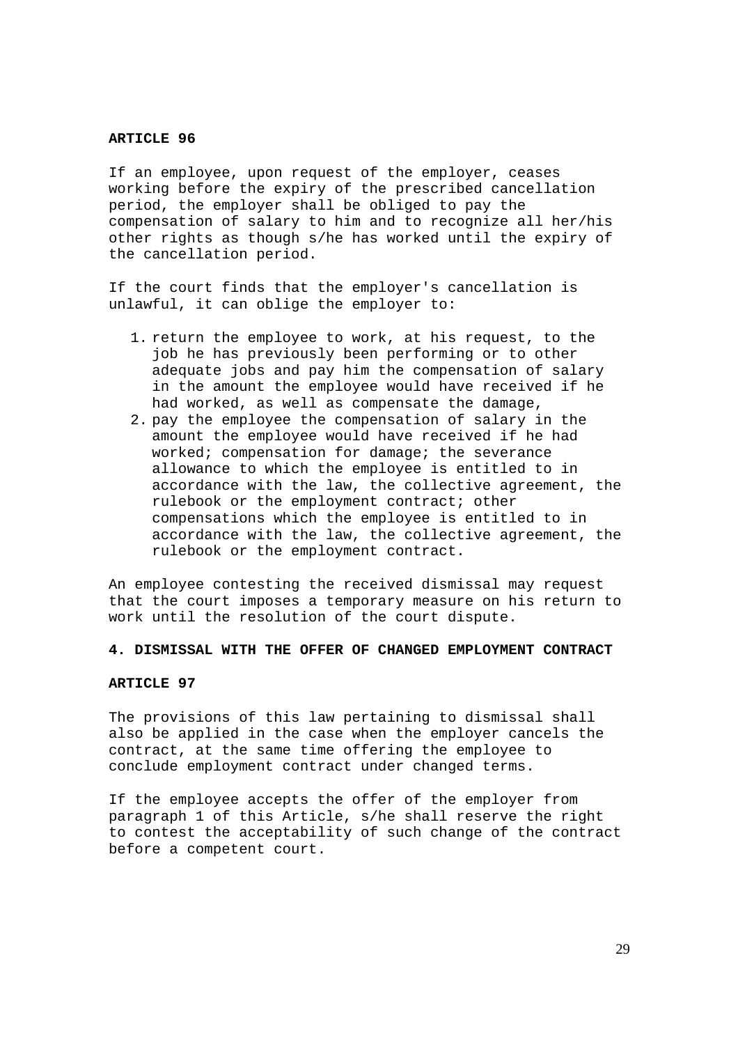**ARTICLE 96**

If an employee, upon request of the employer, ceases working before the expiry of the prescribed cancellation period, the employer shall be obliged to pay the compensation of salary to him and to recognize all her/his other rights as though s/he has worked until the expiry of the cancellation period.

If the court finds that the employer's cancellation is unlawful, it can oblige the employer to:

1. return the employee to work, at his request, to the job he has previously been performing or to other adequate jobs and pay him the compensation of salary in the amount the employee would have received if he had worked, as well as compensate the damage,
2. pay the employee the compensation of salary in the amount the employee would have received if he had worked; compensation for damage; the severance allowance to which the employee is entitled to in accordance with the law, the collective agreement, the rulebook or the employment contract; other compensations which the employee is entitled to in accordance with the law, the collective agreement, the rulebook or the employment contract.

An employee contesting the received dismissal may request that the court imposes a temporary measure on his return to work until the resolution of the court dispute.

## 4. DISMISSAL WITH THE OFFER OF CHANGED EMPLOYMENT CONTRACT

**ARTICLE 97**

The provisions of this law pertaining to dismissal shall also be applied in the case when the employer cancels the contract, at the same time offering the employee to conclude employment contract under changed terms.

If the employee accepts the offer of the employer from paragraph 1 of this Article, s/he shall reserve the right to contest the acceptability of such change of the contract before a competent court.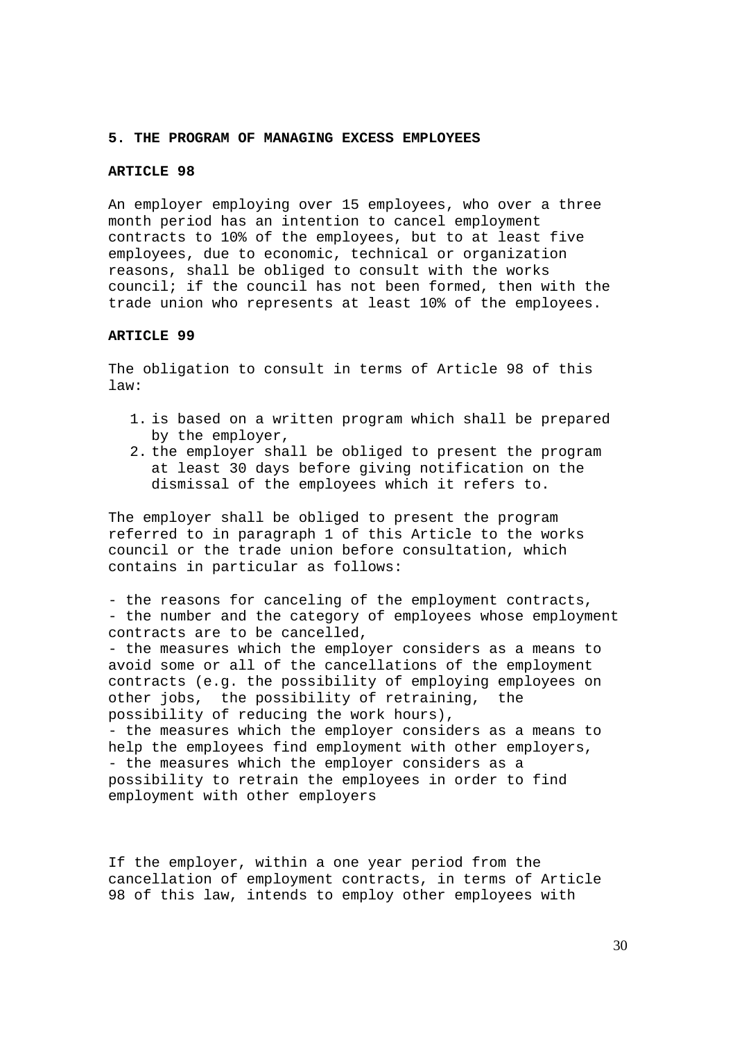## 5. THE PROGRAM OF MANAGING EXCESS EMPLOYEES

### ARTICLE 98

An employer employing over 15 employees, who over a three month period has an intention to cancel employment contracts to 10% of the employees, but to at least five employees, due to economic, technical or organization reasons, shall be obliged to consult with the works council; if the council has not been formed, then with the trade union who represents at least 10% of the employees.

### ARTICLE 99

The obligation to consult in terms of Article 98 of this law:

1. is based on a written program which shall be prepared by the employer,
2. the employer shall be obliged to present the program at least 30 days before giving notification on the dismissal of the employees which it refers to.

The employer shall be obliged to present the program referred to in paragraph 1 of this Article to the works council or the trade union before consultation, which contains in particular as follows:

- the reasons for canceling of the employment contracts,
- the number and the category of employees whose employment contracts are to be cancelled,
- the measures which the employer considers as a means to avoid some or all of the cancellations of the employment contracts (e.g. the possibility of employing employees on other jobs, the possibility of retraining, the possibility of reducing the work hours),
- the measures which the employer considers as a means to help the employees find employment with other employers,
- the measures which the employer considers as a possibility to retrain the employees in order to find employment with other employers

If the employer, within a one year period from the cancellation of employment contracts, in terms of Article 98 of this law, intends to employ other employees with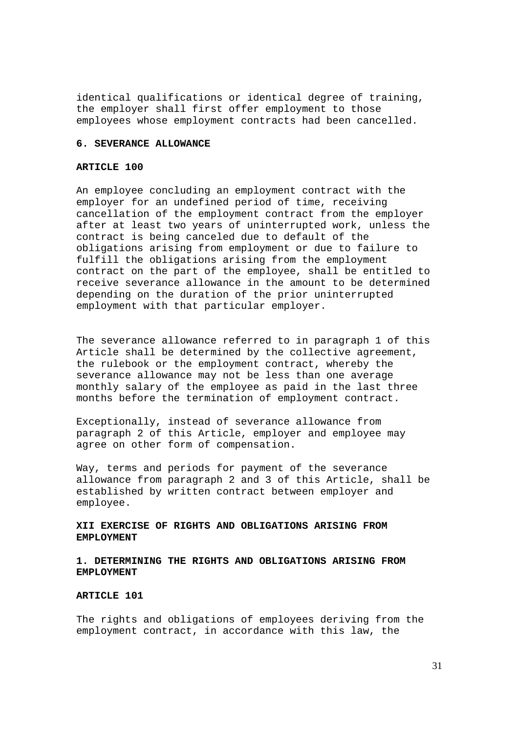identical qualifications or identical degree of training, the employer shall first offer employment to those employees whose employment contracts had been cancelled.

### 6. SEVERANCE ALLOWANCE

#### ARTICLE 100

An employee concluding an employment contract with the employer for an undefined period of time, receiving cancellation of the employment contract from the employer after at least two years of uninterrupted work, unless the contract is being canceled due to default of the obligations arising from employment or due to failure to fulfill the obligations arising from the employment contract on the part of the employee, shall be entitled to receive severance allowance in the amount to be determined depending on the duration of the prior uninterrupted employment with that particular employer.

The severance allowance referred to in paragraph 1 of this Article shall be determined by the collective agreement, the rulebook or the employment contract, whereby the severance allowance may not be less than one average monthly salary of the employee as paid in the last three months before the termination of employment contract.

Exceptionally, instead of severance allowance from paragraph 2 of this Article, employer and employee may agree on other form of compensation.

Way, terms and periods for payment of the severance allowance from paragraph 2 and 3 of this Article, shall be established by written contract between employer and employee.

## XII EXERCISE OF RIGHTS AND OBLIGATIONS ARISING FROM EMPLOYMENT

### 1. DETERMINING THE RIGHTS AND OBLIGATIONS ARISING FROM EMPLOYMENT

#### ARTICLE 101

The rights and obligations of employees deriving from the employment contract, in accordance with this law, the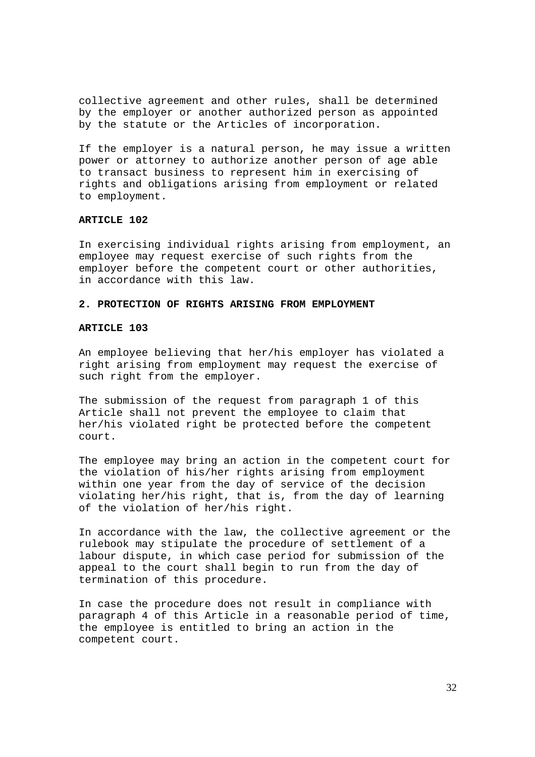collective agreement and other rules, shall be determined by the employer or another authorized person as appointed by the statute or the Articles of incorporation.

If the employer is a natural person, he may issue a written power or attorney to authorize another person of age able to transact business to represent him in exercising of rights and obligations arising from employment or related to employment.

**ARTICLE 102**

In exercising individual rights arising from employment, an employee may request exercise of such rights from the employer before the competent court or other authorities, in accordance with this law.

## 2. PROTECTION OF RIGHTS ARISING FROM EMPLOYMENT

**ARTICLE 103**

An employee believing that her/his employer has violated a right arising from employment may request the exercise of such right from the employer.

The submission of the request from paragraph 1 of this Article shall not prevent the employee to claim that her/his violated right be protected before the competent court.

The employee may bring an action in the competent court for the violation of his/her rights arising from employment within one year from the day of service of the decision violating her/his right, that is, from the day of learning of the violation of her/his right.

In accordance with the law, the collective agreement or the rulebook may stipulate the procedure of settlement of a labour dispute, in which case period for submission of the appeal to the court shall begin to run from the day of termination of this procedure.

In case the procedure does not result in compliance with paragraph 4 of this Article in a reasonable period of time, the employee is entitled to bring an action in the competent court.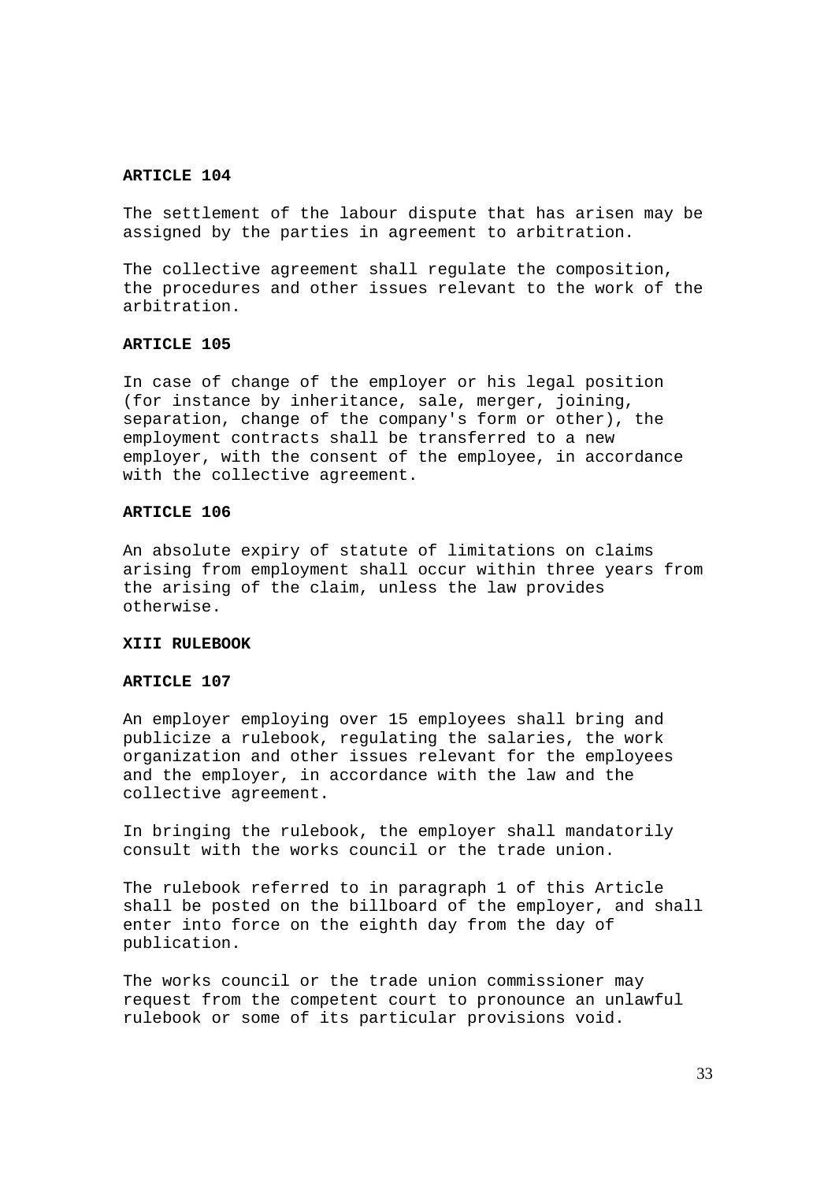**ARTICLE 104**

The settlement of the labour dispute that has arisen may be assigned by the parties in agreement to arbitration.

The collective agreement shall regulate the composition, the procedures and other issues relevant to the work of the arbitration.

**ARTICLE 105**

In case of change of the employer or his legal position (for instance by inheritance, sale, merger, joining, separation, change of the company's form or other), the employment contracts shall be transferred to a new employer, with the consent of the employee, in accordance with the collective agreement.

**ARTICLE 106**

An absolute expiry of statute of limitations on claims arising from employment shall occur within three years from the arising of the claim, unless the law provides otherwise.

**XIII RULEBOOK**

**ARTICLE 107**

An employer employing over 15 employees shall bring and publicize a rulebook, regulating the salaries, the work organization and other issues relevant for the employees and the employer, in accordance with the law and the collective agreement.

In bringing the rulebook, the employer shall mandatorily consult with the works council or the trade union.

The rulebook referred to in paragraph 1 of this Article shall be posted on the billboard of the employer, and shall enter into force on the eighth day from the day of publication.

The works council or the trade union commissioner may request from the competent court to pronounce an unlawful rulebook or some of its particular provisions void.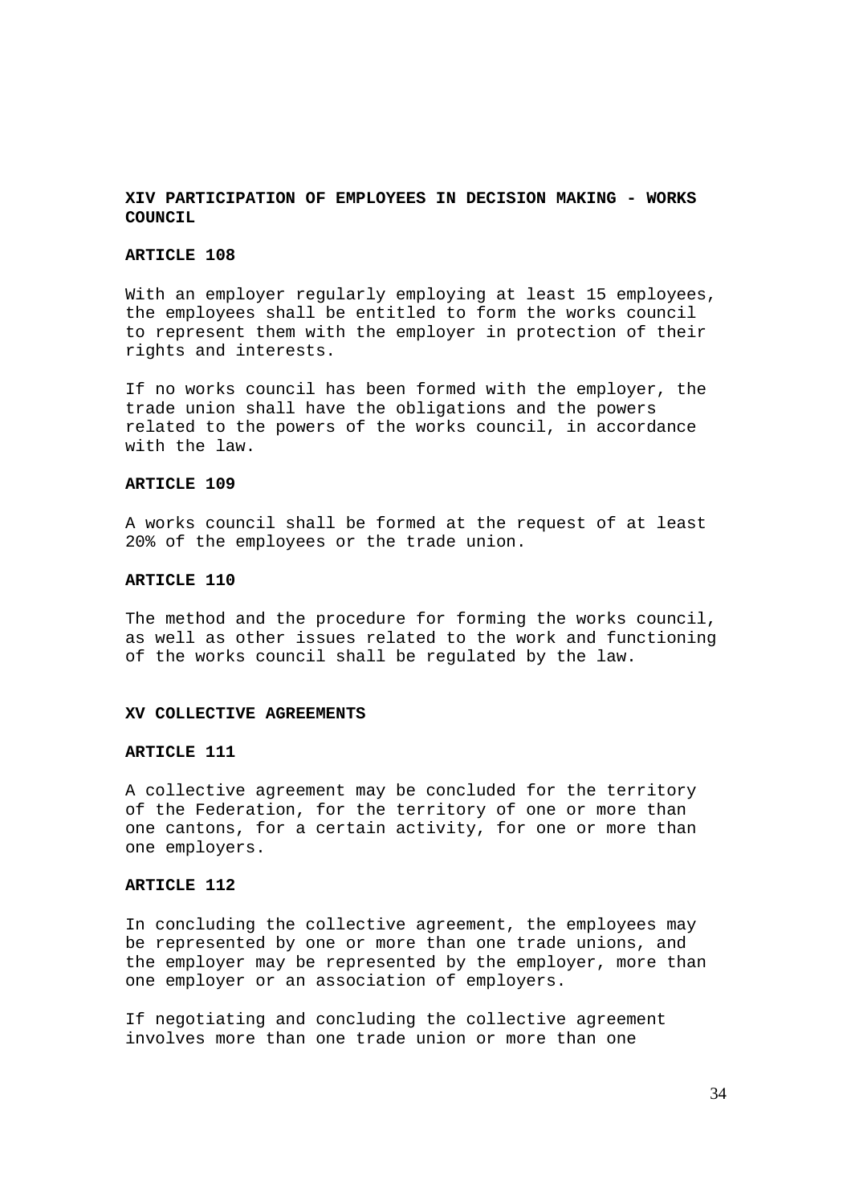## XIV PARTICIPATION OF EMPLOYEES IN DECISION MAKING - WORKS COUNCIL

### ARTICLE 108

With an employer regularly employing at least 15 employees, the employees shall be entitled to form the works council to represent them with the employer in protection of their rights and interests.

If no works council has been formed with the employer, the trade union shall have the obligations and the powers related to the powers of the works council, in accordance with the law.

### ARTICLE 109

A works council shall be formed at the request of at least 20% of the employees or the trade union.

### ARTICLE 110

The method and the procedure for forming the works council, as well as other issues related to the work and functioning of the works council shall be regulated by the law.

## XV COLLECTIVE AGREEMENTS

### ARTICLE 111

A collective agreement may be concluded for the territory of the Federation, for the territory of one or more than one cantons, for a certain activity, for one or more than one employers.

### ARTICLE 112

In concluding the collective agreement, the employees may be represented by one or more than one trade unions, and the employer may be represented by the employer, more than one employer or an association of employers.

If negotiating and concluding the collective agreement involves more than one trade union or more than one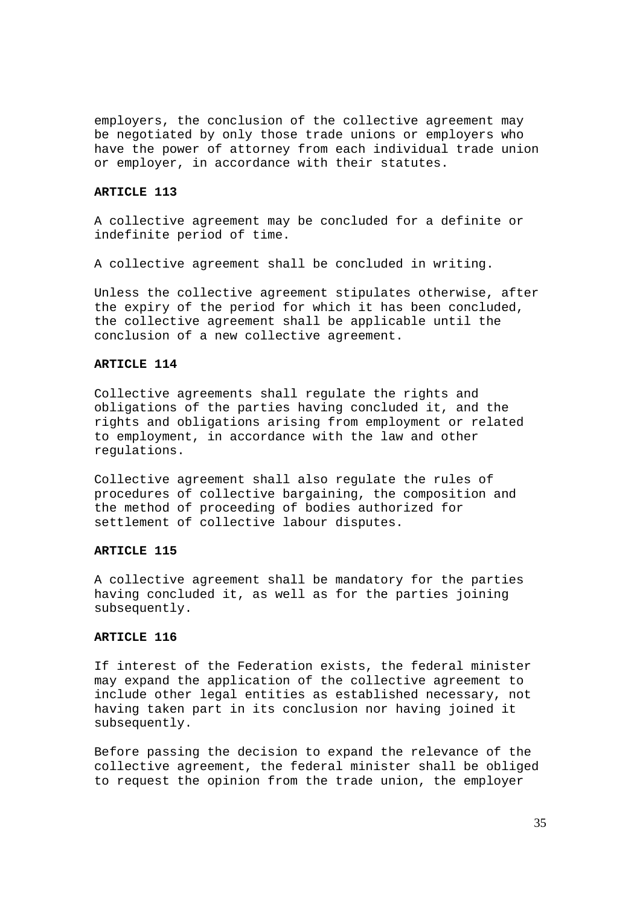employers, the conclusion of the collective agreement may be negotiated by only those trade unions or employers who have the power of attorney from each individual trade union or employer, in accordance with their statutes.

**ARTICLE 113**

A collective agreement may be concluded for a definite or indefinite period of time.

A collective agreement shall be concluded in writing.

Unless the collective agreement stipulates otherwise, after the expiry of the period for which it has been concluded, the collective agreement shall be applicable until the conclusion of a new collective agreement.

**ARTICLE 114**

Collective agreements shall regulate the rights and obligations of the parties having concluded it, and the rights and obligations arising from employment or related to employment, in accordance with the law and other regulations.

Collective agreement shall also regulate the rules of procedures of collective bargaining, the composition and the method of proceeding of bodies authorized for settlement of collective labour disputes.

**ARTICLE 115**

A collective agreement shall be mandatory for the parties having concluded it, as well as for the parties joining subsequently.

**ARTICLE 116**

If interest of the Federation exists, the federal minister may expand the application of the collective agreement to include other legal entities as established necessary, not having taken part in its conclusion nor having joined it subsequently.

Before passing the decision to expand the relevance of the collective agreement, the federal minister shall be obliged to request the opinion from the trade union, the employer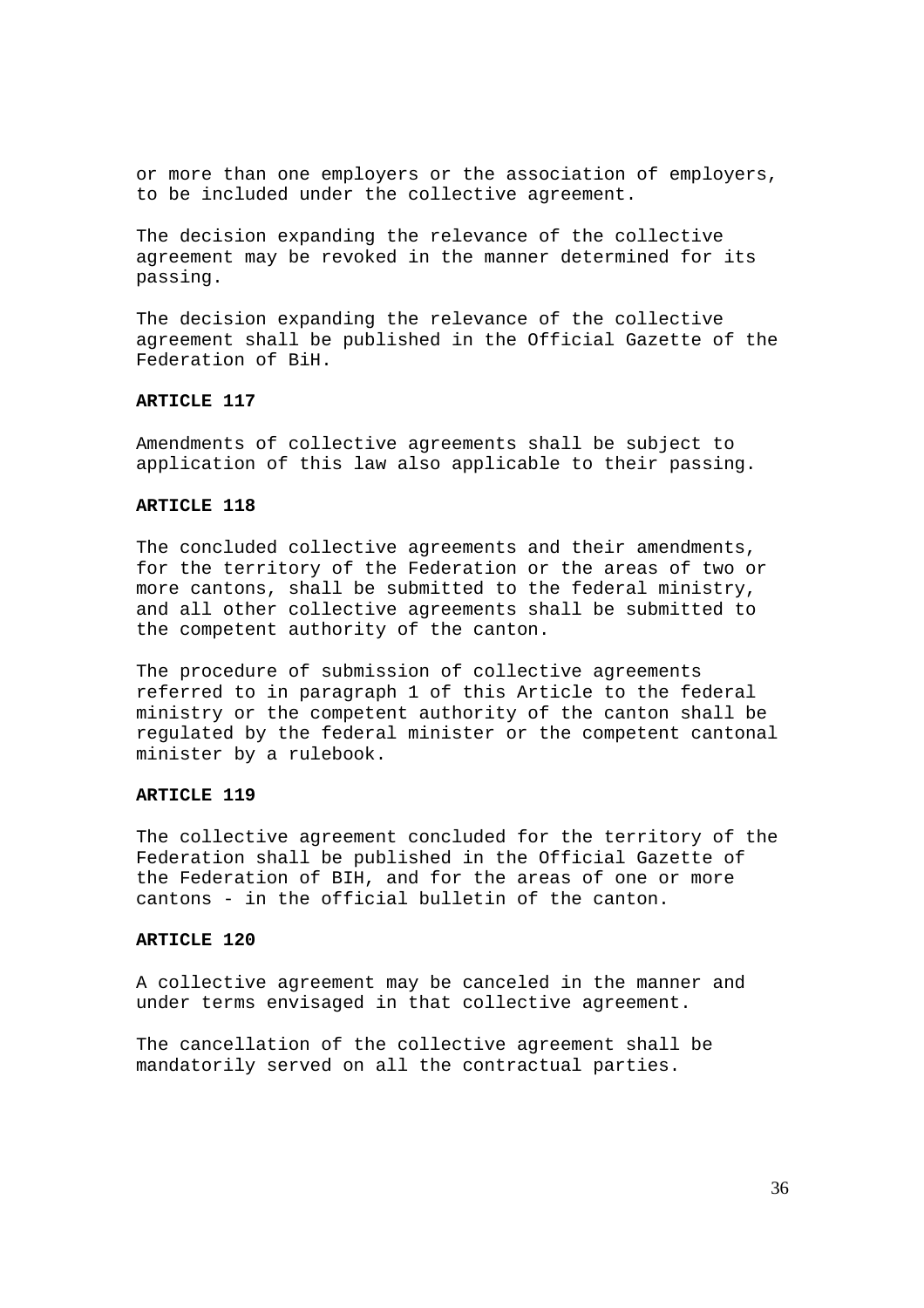or more than one employers or the association of employers, to be included under the collective agreement.

The decision expanding the relevance of the collective agreement may be revoked in the manner determined for its passing.

The decision expanding the relevance of the collective agreement shall be published in the Official Gazette of the Federation of BiH.

**ARTICLE 117**

Amendments of collective agreements shall be subject to application of this law also applicable to their passing.

**ARTICLE 118**

The concluded collective agreements and their amendments, for the territory of the Federation or the areas of two or more cantons, shall be submitted to the federal ministry, and all other collective agreements shall be submitted to the competent authority of the canton.

The procedure of submission of collective agreements referred to in paragraph 1 of this Article to the federal ministry or the competent authority of the canton shall be regulated by the federal minister or the competent cantonal minister by a rulebook.

**ARTICLE 119**

The collective agreement concluded for the territory of the Federation shall be published in the Official Gazette of the Federation of BIH, and for the areas of one or more cantons - in the official bulletin of the canton.

**ARTICLE 120**

A collective agreement may be canceled in the manner and under terms envisaged in that collective agreement.

The cancellation of the collective agreement shall be mandatorily served on all the contractual parties.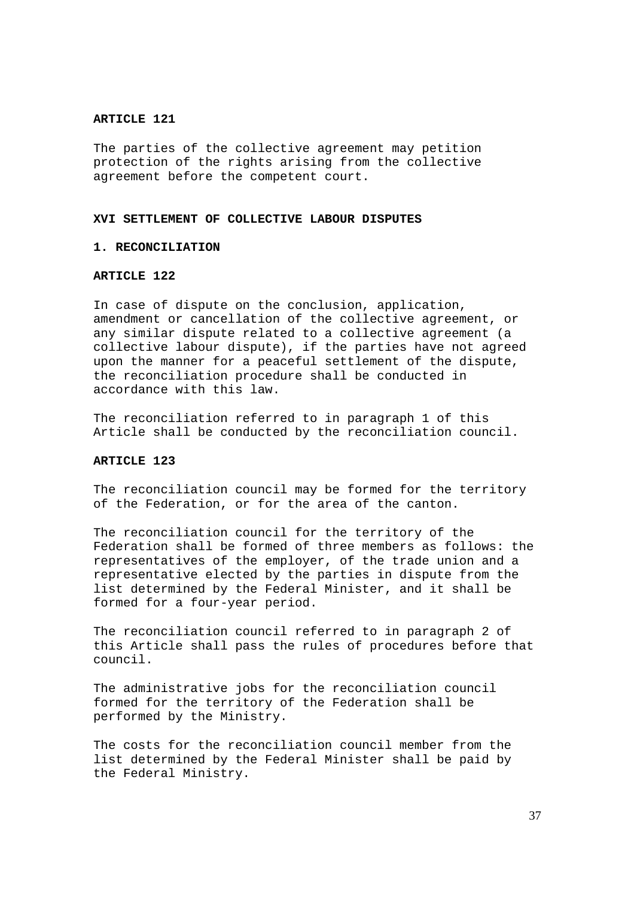**ARTICLE 121**

The parties of the collective agreement may petition protection of the rights arising from the collective agreement before the competent court.

## XVI SETTLEMENT OF COLLECTIVE LABOUR DISPUTES

### 1. RECONCILIATION

**ARTICLE 122**

In case of dispute on the conclusion, application, amendment or cancellation of the collective agreement, or any similar dispute related to a collective agreement (a collective labour dispute), if the parties have not agreed upon the manner for a peaceful settlement of the dispute, the reconciliation procedure shall be conducted in accordance with this law.

The reconciliation referred to in paragraph 1 of this Article shall be conducted by the reconciliation council.

**ARTICLE 123**

The reconciliation council may be formed for the territory of the Federation, or for the area of the canton.

The reconciliation council for the territory of the Federation shall be formed of three members as follows: the representatives of the employer, of the trade union and a representative elected by the parties in dispute from the list determined by the Federal Minister, and it shall be formed for a four-year period.

The reconciliation council referred to in paragraph 2 of this Article shall pass the rules of procedures before that council.

The administrative jobs for the reconciliation council formed for the territory of the Federation shall be performed by the Ministry.

The costs for the reconciliation council member from the list determined by the Federal Minister shall be paid by the Federal Ministry.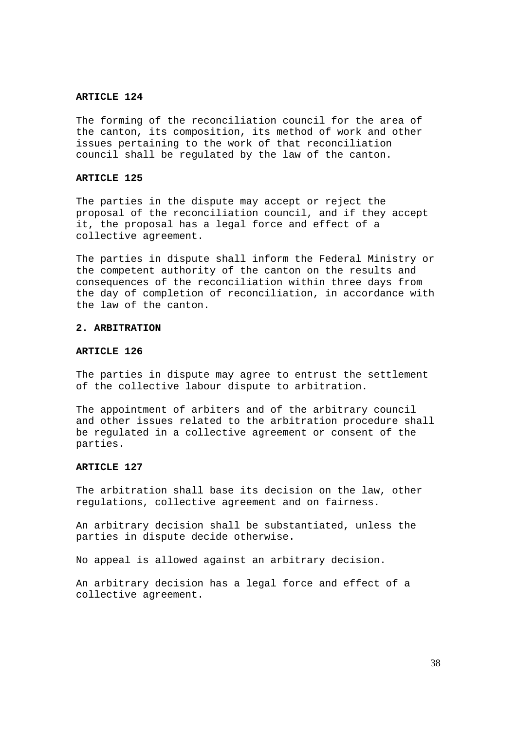**ARTICLE 124**

The forming of the reconciliation council for the area of the canton, its composition, its method of work and other issues pertaining to the work of that reconciliation council shall be regulated by the law of the canton.

**ARTICLE 125**

The parties in the dispute may accept or reject the proposal of the reconciliation council, and if they accept it, the proposal has a legal force and effect of a collective agreement.

The parties in dispute shall inform the Federal Ministry or the competent authority of the canton on the results and consequences of the reconciliation within three days from the day of completion of reconciliation, in accordance with the law of the canton.

**2. ARBITRATION**

**ARTICLE 126**

The parties in dispute may agree to entrust the settlement of the collective labour dispute to arbitration.

The appointment of arbiters and of the arbitrary council and other issues related to the arbitration procedure shall be regulated in a collective agreement or consent of the parties.

**ARTICLE 127**

The arbitration shall base its decision on the law, other regulations, collective agreement and on fairness.

An arbitrary decision shall be substantiated, unless the parties in dispute decide otherwise.

No appeal is allowed against an arbitrary decision.

An arbitrary decision has a legal force and effect of a collective agreement.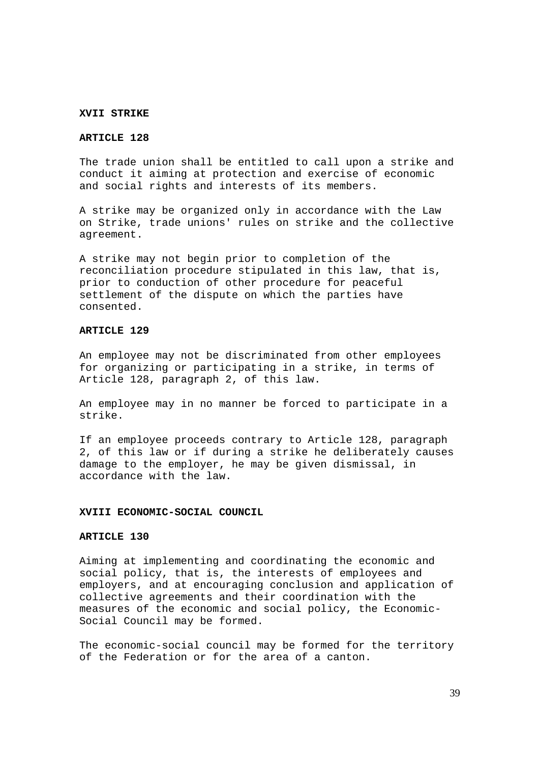## XVII STRIKE

### ARTICLE 128

The trade union shall be entitled to call upon a strike and conduct it aiming at protection and exercise of economic and social rights and interests of its members.

A strike may be organized only in accordance with the Law on Strike, trade unions' rules on strike and the collective agreement.

A strike may not begin prior to completion of the reconciliation procedure stipulated in this law, that is, prior to conduction of other procedure for peaceful settlement of the dispute on which the parties have consented.

### ARTICLE 129

An employee may not be discriminated from other employees for organizing or participating in a strike, in terms of Article 128, paragraph 2, of this law.

An employee may in no manner be forced to participate in a strike.

If an employee proceeds contrary to Article 128, paragraph 2, of this law or if during a strike he deliberately causes damage to the employer, he may be given dismissal, in accordance with the law.

## XVIII ECONOMIC-SOCIAL COUNCIL

### ARTICLE 130

Aiming at implementing and coordinating the economic and social policy, that is, the interests of employees and employers, and at encouraging conclusion and application of collective agreements and their coordination with the measures of the economic and social policy, the Economic-Social Council may be formed.

The economic-social council may be formed for the territory of the Federation or for the area of a canton.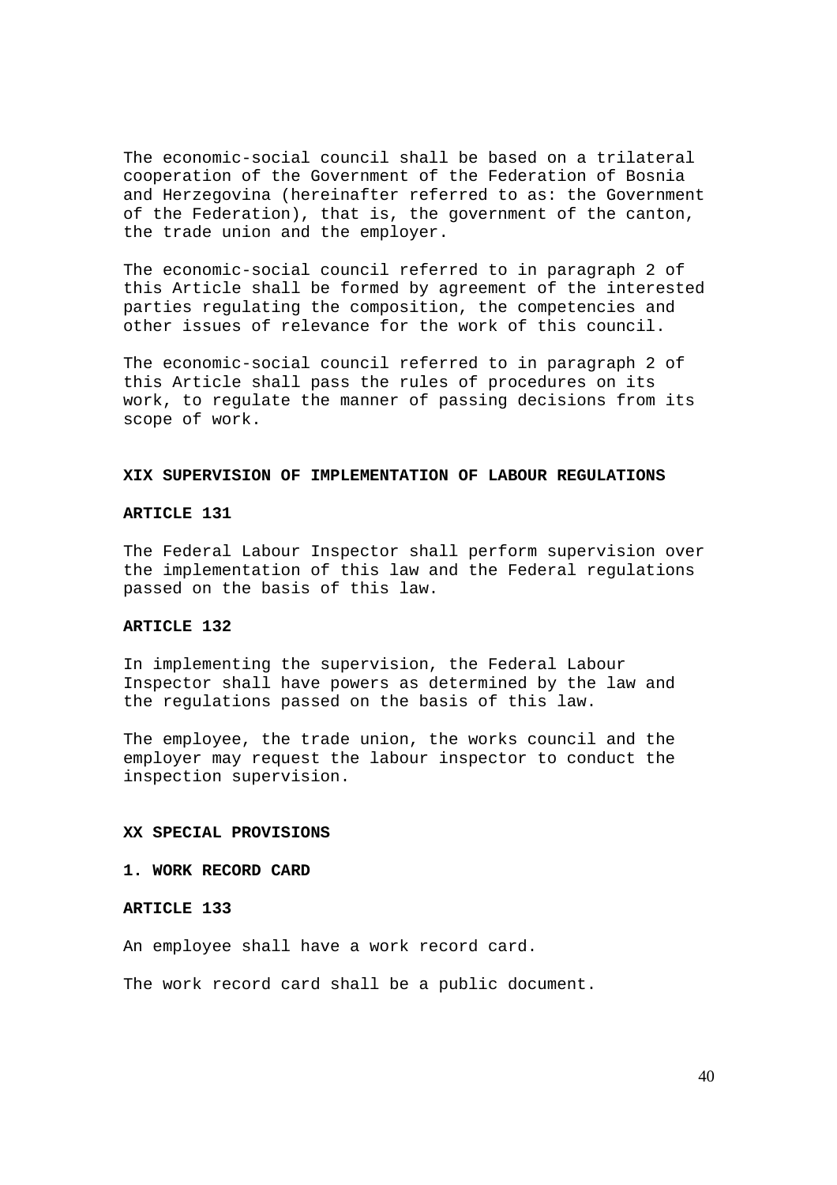The economic-social council shall be based on a trilateral cooperation of the Government of the Federation of Bosnia and Herzegovina (hereinafter referred to as: the Government of the Federation), that is, the government of the canton, the trade union and the employer.

The economic-social council referred to in paragraph 2 of this Article shall be formed by agreement of the interested parties regulating the composition, the competencies and other issues of relevance for the work of this council.

The economic-social council referred to in paragraph 2 of this Article shall pass the rules of procedures on its work, to regulate the manner of passing decisions from its scope of work.

## XIX SUPERVISION OF IMPLEMENTATION OF LABOUR REGULATIONS

### ARTICLE 131

The Federal Labour Inspector shall perform supervision over the implementation of this law and the Federal regulations passed on the basis of this law.

### ARTICLE 132

In implementing the supervision, the Federal Labour Inspector shall have powers as determined by the law and the regulations passed on the basis of this law.

The employee, the trade union, the works council and the employer may request the labour inspector to conduct the inspection supervision.

## XX SPECIAL PROVISIONS

### 1. WORK RECORD CARD

### ARTICLE 133

An employee shall have a work record card.

The work record card shall be a public document.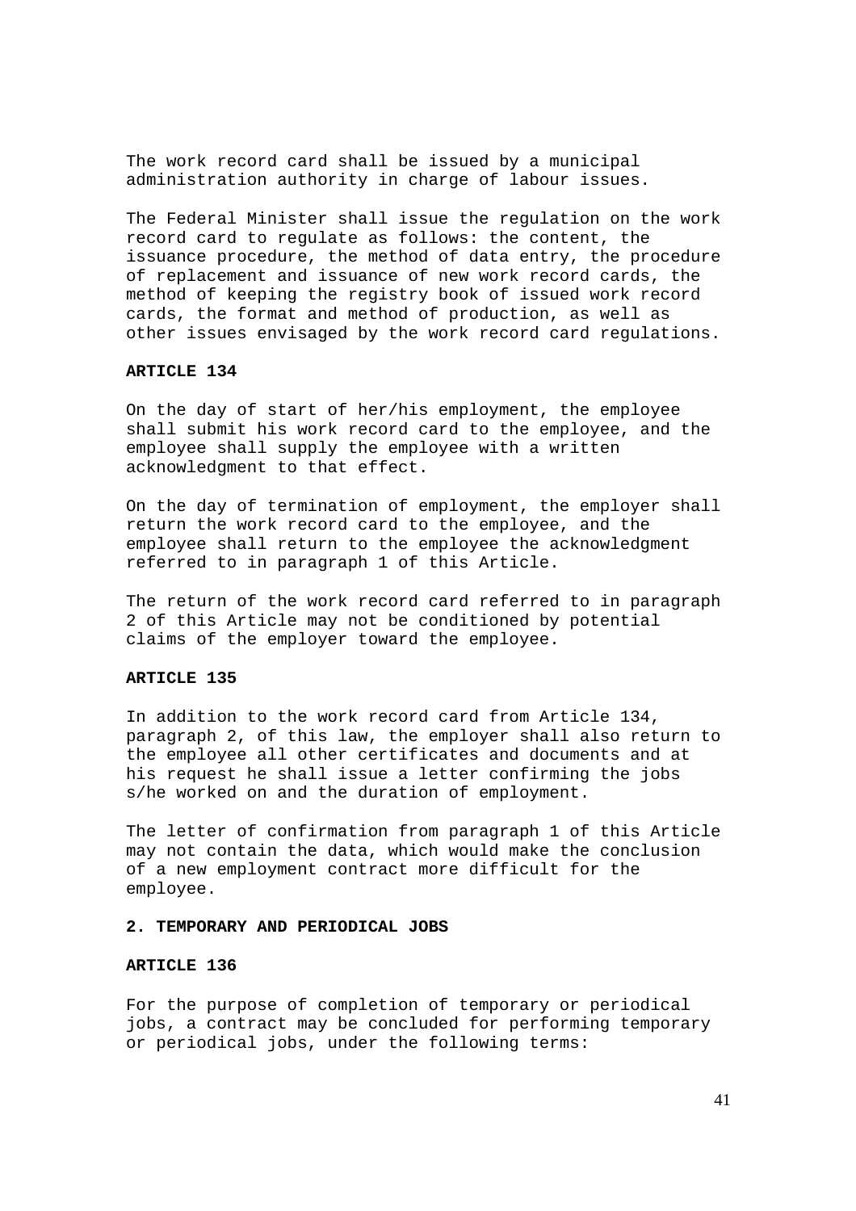The work record card shall be issued by a municipal administration authority in charge of labour issues.

The Federal Minister shall issue the regulation on the work record card to regulate as follows: the content, the issuance procedure, the method of data entry, the procedure of replacement and issuance of new work record cards, the method of keeping the registry book of issued work record cards, the format and method of production, as well as other issues envisaged by the work record card regulations.

**ARTICLE 134**

On the day of start of her/his employment, the employee shall submit his work record card to the employee, and the employee shall supply the employee with a written acknowledgment to that effect.

On the day of termination of employment, the employer shall return the work record card to the employee, and the employee shall return to the employee the acknowledgment referred to in paragraph 1 of this Article.

The return of the work record card referred to in paragraph 2 of this Article may not be conditioned by potential claims of the employer toward the employee.

**ARTICLE 135**

In addition to the work record card from Article 134, paragraph 2, of this law, the employer shall also return to the employee all other certificates and documents and at his request he shall issue a letter confirming the jobs s/he worked on and the duration of employment.

The letter of confirmation from paragraph 1 of this Article may not contain the data, which would make the conclusion of a new employment contract more difficult for the employee.

**2. TEMPORARY AND PERIODICAL JOBS**

**ARTICLE 136**

For the purpose of completion of temporary or periodical jobs, a contract may be concluded for performing temporary or periodical jobs, under the following terms: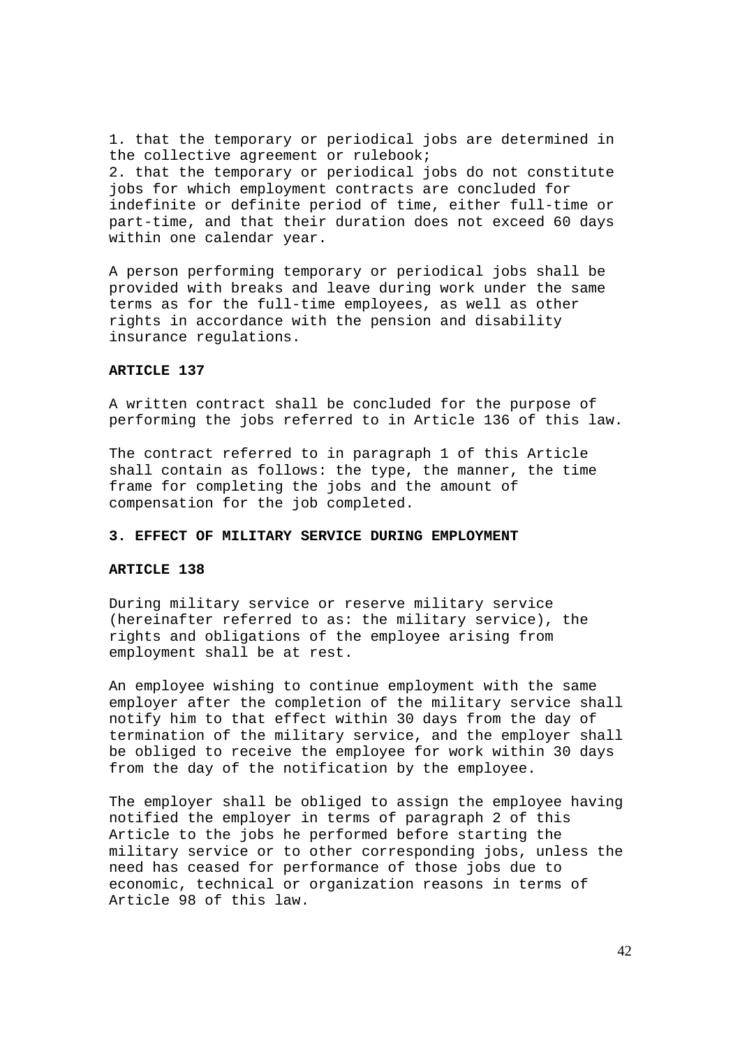1. that the temporary or periodical jobs are determined in the collective agreement or rulebook;
2. that the temporary or periodical jobs do not constitute jobs for which employment contracts are concluded for indefinite or definite period of time, either full-time or part-time, and that their duration does not exceed 60 days within one calendar year.

A person performing temporary or periodical jobs shall be provided with breaks and leave during work under the same terms as for the full-time employees, as well as other rights in accordance with the pension and disability insurance regulations.

**ARTICLE 137**

A written contract shall be concluded for the purpose of performing the jobs referred to in Article 136 of this law.

The contract referred to in paragraph 1 of this Article shall contain as follows: the type, the manner, the time frame for completing the jobs and the amount of compensation for the job completed.

**3. EFFECT OF MILITARY SERVICE DURING EMPLOYMENT**

**ARTICLE 138**

During military service or reserve military service (hereinafter referred to as: the military service), the rights and obligations of the employee arising from employment shall be at rest.

An employee wishing to continue employment with the same employer after the completion of the military service shall notify him to that effect within 30 days from the day of termination of the military service, and the employer shall be obliged to receive the employee for work within 30 days from the day of the notification by the employee.

The employer shall be obliged to assign the employee having notified the employer in terms of paragraph 2 of this Article to the jobs he performed before starting the military service or to other corresponding jobs, unless the need has ceased for performance of those jobs due to economic, technical or organization reasons in terms of Article 98 of this law.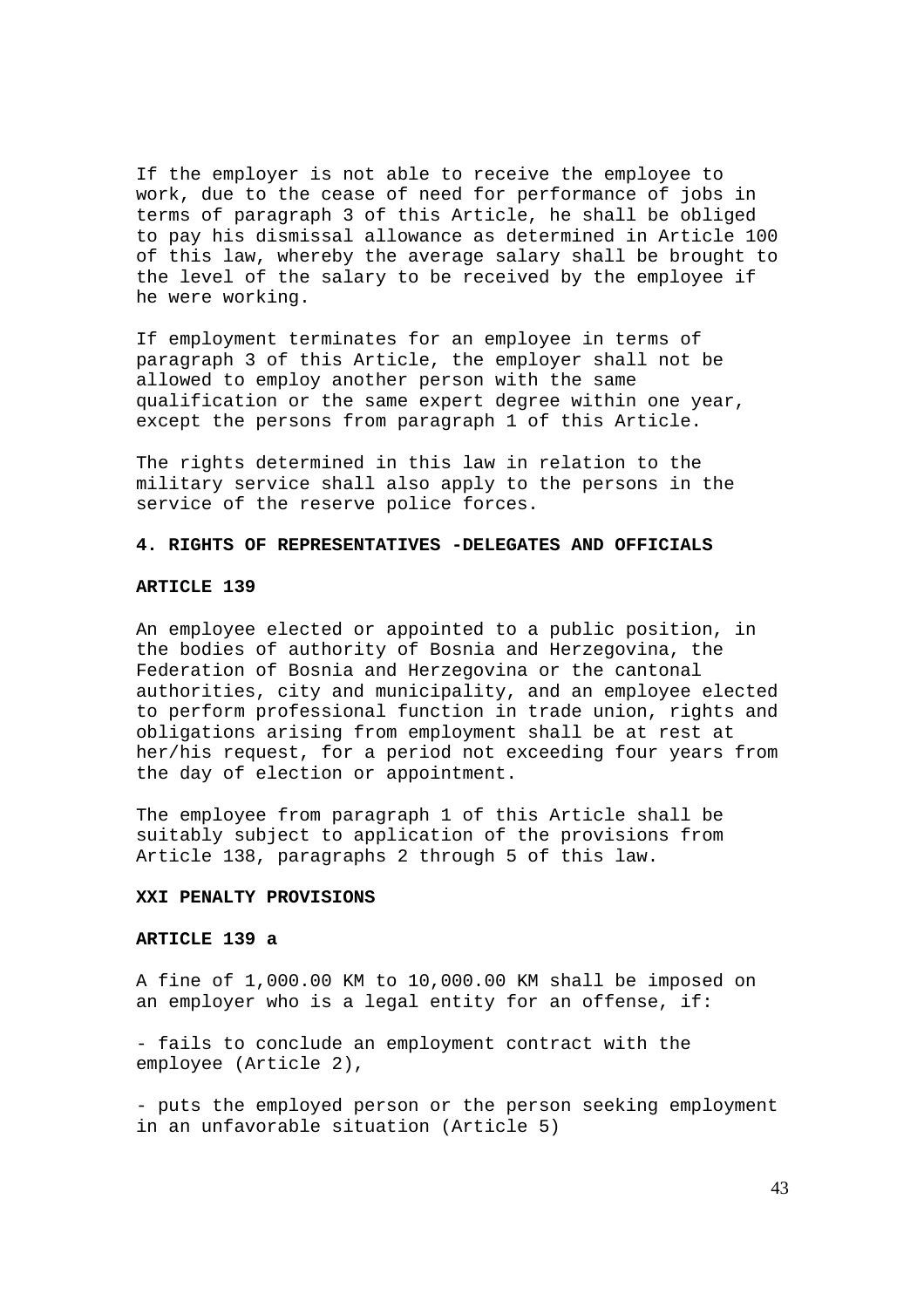If the employer is not able to receive the employee to work, due to the cease of need for performance of jobs in terms of paragraph 3 of this Article, he shall be obliged to pay his dismissal allowance as determined in Article 100 of this law, whereby the average salary shall be brought to the level of the salary to be received by the employee if he were working.

If employment terminates for an employee in terms of paragraph 3 of this Article, the employer shall not be allowed to employ another person with the same qualification or the same expert degree within one year, except the persons from paragraph 1 of this Article.

The rights determined in this law in relation to the military service shall also apply to the persons in the service of the reserve police forces.

### 4. RIGHTS OF REPRESENTATIVES -DELEGATES AND OFFICIALS

#### ARTICLE 139

An employee elected or appointed to a public position, in the bodies of authority of Bosnia and Herzegovina, the Federation of Bosnia and Herzegovina or the cantonal authorities, city and municipality, and an employee elected to perform professional function in trade union, rights and obligations arising from employment shall be at rest at her/his request, for a period not exceeding four years from the day of election or appointment.

The employee from paragraph 1 of this Article shall be suitably subject to application of the provisions from Article 138, paragraphs 2 through 5 of this law.

## XXI PENALTY PROVISIONS

#### ARTICLE 139 a

A fine of 1,000.00 KM to 10,000.00 KM shall be imposed on an employer who is a legal entity for an offense, if:

- fails to conclude an employment contract with the employee (Article 2),

- puts the employed person or the person seeking employment in an unfavorable situation (Article 5)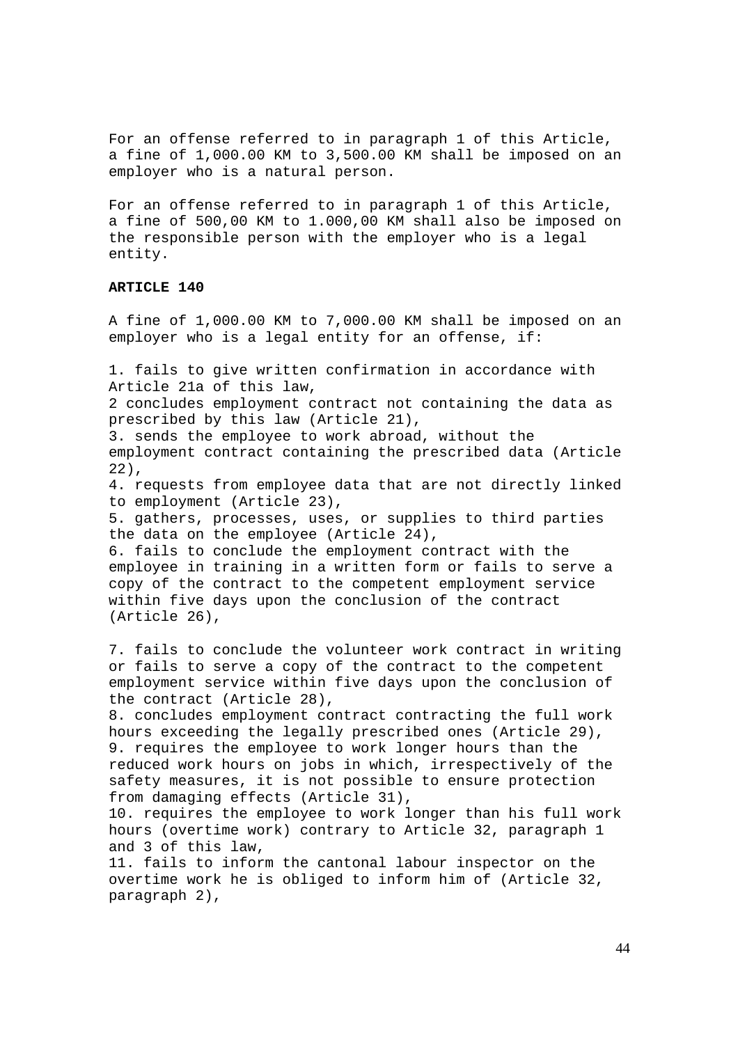For an offense referred to in paragraph 1 of this Article, a fine of 1,000.00 KM to 3,500.00 KM shall be imposed on an employer who is a natural person.

For an offense referred to in paragraph 1 of this Article, a fine of 500,00 KM to 1.000,00 KM shall also be imposed on the responsible person with the employer who is a legal entity.

**ARTICLE 140**

A fine of 1,000.00 KM to 7,000.00 KM shall be imposed on an employer who is a legal entity for an offense, if:

1. fails to give written confirmation in accordance with Article 21a of this law,
2 concludes employment contract not containing the data as prescribed by this law (Article 21),
3. sends the employee to work abroad, without the employment contract containing the prescribed data (Article 22),
4. requests from employee data that are not directly linked to employment (Article 23),
5. gathers, processes, uses, or supplies to third parties the data on the employee (Article 24),
6. fails to conclude the employment contract with the employee in training in a written form or fails to serve a copy of the contract to the competent employment service within five days upon the conclusion of the contract (Article 26),

7. fails to conclude the volunteer work contract in writing or fails to serve a copy of the contract to the competent employment service within five days upon the conclusion of the contract (Article 28),
8. concludes employment contract contracting the full work hours exceeding the legally prescribed ones (Article 29),
9. requires the employee to work longer hours than the reduced work hours on jobs in which, irrespectively of the safety measures, it is not possible to ensure protection from damaging effects (Article 31),
10. requires the employee to work longer than his full work hours (overtime work) contrary to Article 32, paragraph 1 and 3 of this law,
11. fails to inform the cantonal labour inspector on the overtime work he is obliged to inform him of (Article 32, paragraph 2),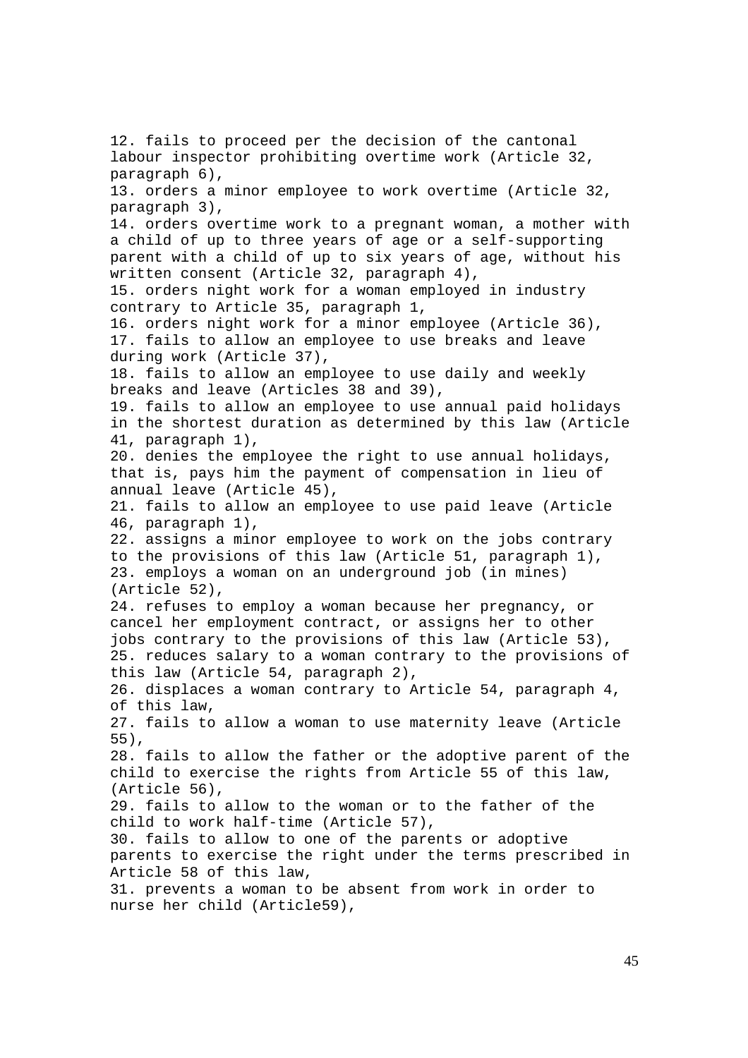12. fails to proceed per the decision of the cantonal labour inspector prohibiting overtime work (Article 32, paragraph 6),
13. orders a minor employee to work overtime (Article 32, paragraph 3),
14. orders overtime work to a pregnant woman, a mother with a child of up to three years of age or a self-supporting parent with a child of up to six years of age, without his written consent (Article 32, paragraph 4),
15. orders night work for a woman employed in industry contrary to Article 35, paragraph 1,
16. orders night work for a minor employee (Article 36),
17. fails to allow an employee to use breaks and leave during work (Article 37),
18. fails to allow an employee to use daily and weekly breaks and leave (Articles 38 and 39),
19. fails to allow an employee to use annual paid holidays in the shortest duration as determined by this law (Article 41, paragraph 1),
20. denies the employee the right to use annual holidays, that is, pays him the payment of compensation in lieu of annual leave (Article 45),
21. fails to allow an employee to use paid leave (Article 46, paragraph 1),
22. assigns a minor employee to work on the jobs contrary to the provisions of this law (Article 51, paragraph 1),
23. employs a woman on an underground job (in mines) (Article 52),
24. refuses to employ a woman because her pregnancy, or cancel her employment contract, or assigns her to other jobs contrary to the provisions of this law (Article 53),
25. reduces salary to a woman contrary to the provisions of this law (Article 54, paragraph 2),
26. displaces a woman contrary to Article 54, paragraph 4, of this law,
27. fails to allow a woman to use maternity leave (Article 55),
28. fails to allow the father or the adoptive parent of the child to exercise the rights from Article 55 of this law, (Article 56),
29. fails to allow to the woman or to the father of the child to work half-time (Article 57),
30. fails to allow to one of the parents or adoptive parents to exercise the right under the terms prescribed in Article 58 of this law,
31. prevents a woman to be absent from work in order to nurse her child (Article59),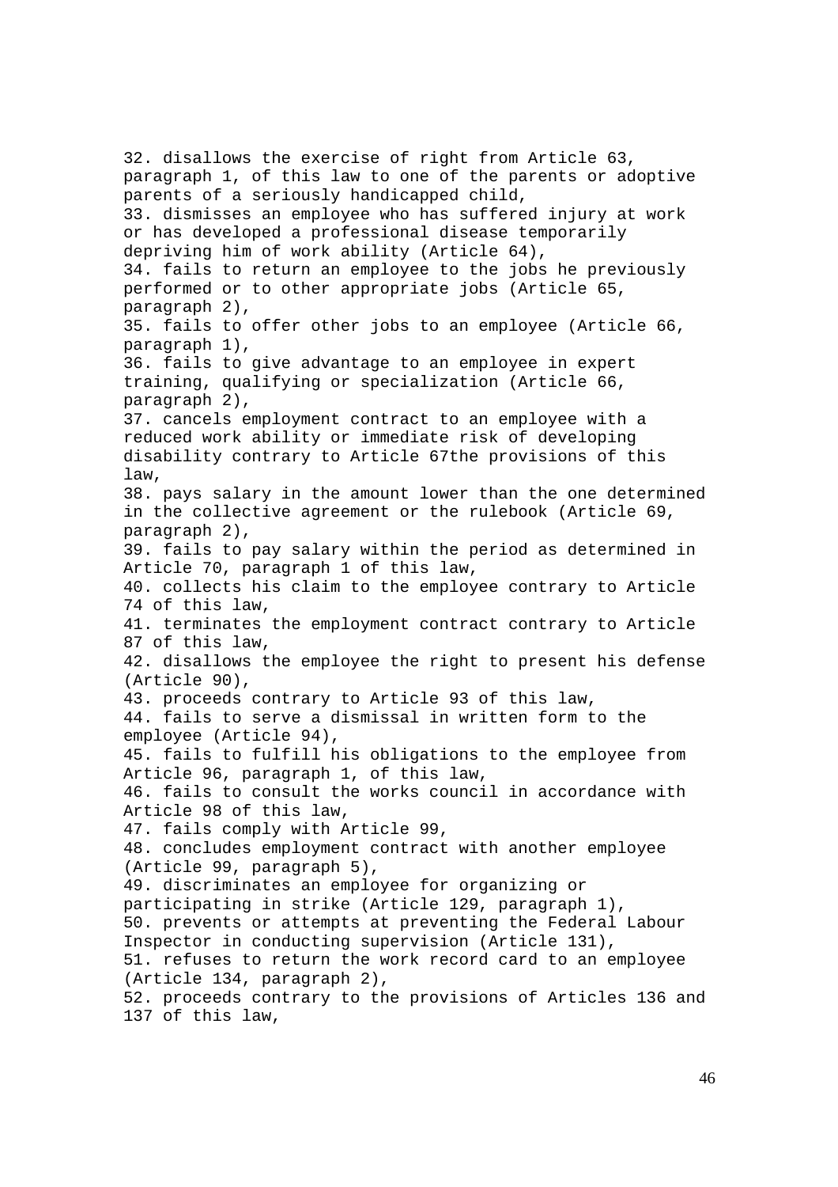32. disallows the exercise of right from Article 63, paragraph 1, of this law to one of the parents or adoptive parents of a seriously handicapped child,
33. dismisses an employee who has suffered injury at work or has developed a professional disease temporarily depriving him of work ability (Article 64),
34. fails to return an employee to the jobs he previously performed or to other appropriate jobs (Article 65, paragraph 2),
35. fails to offer other jobs to an employee (Article 66, paragraph 1),
36. fails to give advantage to an employee in expert training, qualifying or specialization (Article 66, paragraph 2),
37. cancels employment contract to an employee with a reduced work ability or immediate risk of developing disability contrary to Article 67the provisions of this law,
38. pays salary in the amount lower than the one determined in the collective agreement or the rulebook (Article 69, paragraph 2),
39. fails to pay salary within the period as determined in Article 70, paragraph 1 of this law,
40. collects his claim to the employee contrary to Article 74 of this law,
41. terminates the employment contract contrary to Article 87 of this law,
42. disallows the employee the right to present his defense (Article 90),
43. proceeds contrary to Article 93 of this law,
44. fails to serve a dismissal in written form to the employee (Article 94),
45. fails to fulfill his obligations to the employee from Article 96, paragraph 1, of this law,
46. fails to consult the works council in accordance with Article 98 of this law,
47. fails comply with Article 99,
48. concludes employment contract with another employee (Article 99, paragraph 5),
49. discriminates an employee for organizing or participating in strike (Article 129, paragraph 1),
50. prevents or attempts at preventing the Federal Labour Inspector in conducting supervision (Article 131),
51. refuses to return the work record card to an employee (Article 134, paragraph 2),
52. proceeds contrary to the provisions of Articles 136 and 137 of this law,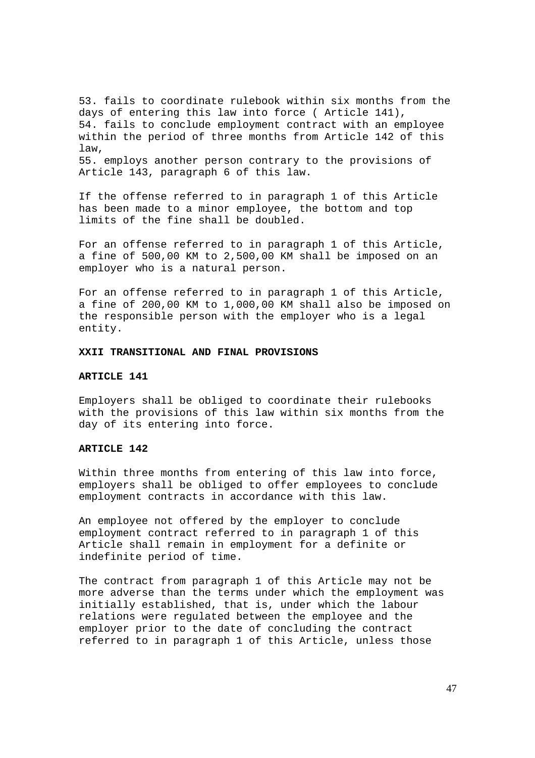53. fails to coordinate rulebook within six months from the days of entering this law into force ( Article 141),
54. fails to conclude employment contract with an employee within the period of three months from Article 142 of this law,
55. employs another person contrary to the provisions of Article 143, paragraph 6 of this law.

If the offense referred to in paragraph 1 of this Article has been made to a minor employee, the bottom and top limits of the fine shall be doubled.

For an offense referred to in paragraph 1 of this Article, a fine of 500,00 KM to 2,500,00 KM shall be imposed on an employer who is a natural person.

For an offense referred to in paragraph 1 of this Article, a fine of 200,00 KM to 1,000,00 KM shall also be imposed on the responsible person with the employer who is a legal entity.

## XXII TRANSITIONAL AND FINAL PROVISIONS

### ARTICLE 141

Employers shall be obliged to coordinate their rulebooks with the provisions of this law within six months from the day of its entering into force.

### ARTICLE 142

Within three months from entering of this law into force, employers shall be obliged to offer employees to conclude employment contracts in accordance with this law.

An employee not offered by the employer to conclude employment contract referred to in paragraph 1 of this Article shall remain in employment for a definite or indefinite period of time.

The contract from paragraph 1 of this Article may not be more adverse than the terms under which the employment was initially established, that is, under which the labour relations were regulated between the employee and the employer prior to the date of concluding the contract referred to in paragraph 1 of this Article, unless those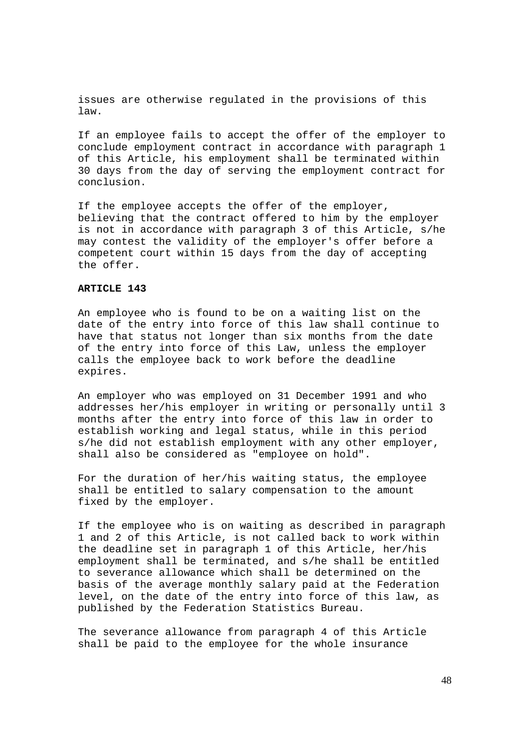issues are otherwise regulated in the provisions of this law.

If an employee fails to accept the offer of the employer to conclude employment contract in accordance with paragraph 1 of this Article, his employment shall be terminated within 30 days from the day of serving the employment contract for conclusion.

If the employee accepts the offer of the employer, believing that the contract offered to him by the employer is not in accordance with paragraph 3 of this Article, s/he may contest the validity of the employer's offer before a competent court within 15 days from the day of accepting the offer.

**ARTICLE 143**

An employee who is found to be on a waiting list on the date of the entry into force of this law shall continue to have that status not longer than six months from the date of the entry into force of this Law, unless the employer calls the employee back to work before the deadline expires.

An employer who was employed on 31 December 1991 and who addresses her/his employer in writing or personally until 3 months after the entry into force of this law in order to establish working and legal status, while in this period s/he did not establish employment with any other employer, shall also be considered as "employee on hold".

For the duration of her/his waiting status, the employee shall be entitled to salary compensation to the amount fixed by the employer.

If the employee who is on waiting as described in paragraph 1 and 2 of this Article, is not called back to work within the deadline set in paragraph 1 of this Article, her/his employment shall be terminated, and s/he shall be entitled to severance allowance which shall be determined on the basis of the average monthly salary paid at the Federation level, on the date of the entry into force of this law, as published by the Federation Statistics Bureau.

The severance allowance from paragraph 4 of this Article shall be paid to the employee for the whole insurance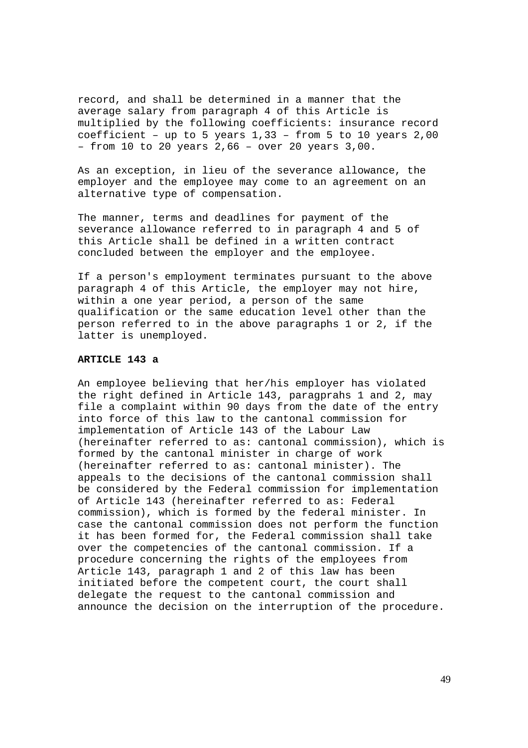record, and shall be determined in a manner that the average salary from paragraph 4 of this Article is multiplied by the following coefficients: insurance record coefficient – up to 5 years 1,33 – from 5 to 10 years 2,00 – from 10 to 20 years 2,66 – over 20 years 3,00.

As an exception, in lieu of the severance allowance, the employer and the employee may come to an agreement on an alternative type of compensation.

The manner, terms and deadlines for payment of the severance allowance referred to in paragraph 4 and 5 of this Article shall be defined in a written contract concluded between the employer and the employee.

If a person's employment terminates pursuant to the above paragraph 4 of this Article, the employer may not hire, within a one year period, a person of the same qualification or the same education level other than the person referred to in the above paragraphs 1 or 2, if the latter is unemployed.

**ARTICLE 143 a**

An employee believing that her/his employer has violated the right defined in Article 143, paragprahs 1 and 2, may file a complaint within 90 days from the date of the entry into force of this law to the cantonal commission for implementation of Article 143 of the Labour Law (hereinafter referred to as: cantonal commission), which is formed by the cantonal minister in charge of work (hereinafter referred to as: cantonal minister). The appeals to the decisions of the cantonal commission shall be considered by the Federal commission for implementation of Article 143 (hereinafter referred to as: Federal commission), which is formed by the federal minister. In case the cantonal commission does not perform the function it has been formed for, the Federal commission shall take over the competencies of the cantonal commission. If a procedure concerning the rights of the employees from Article 143, paragraph 1 and 2 of this law has been initiated before the competent court, the court shall delegate the request to the cantonal commission and announce the decision on the interruption of the procedure.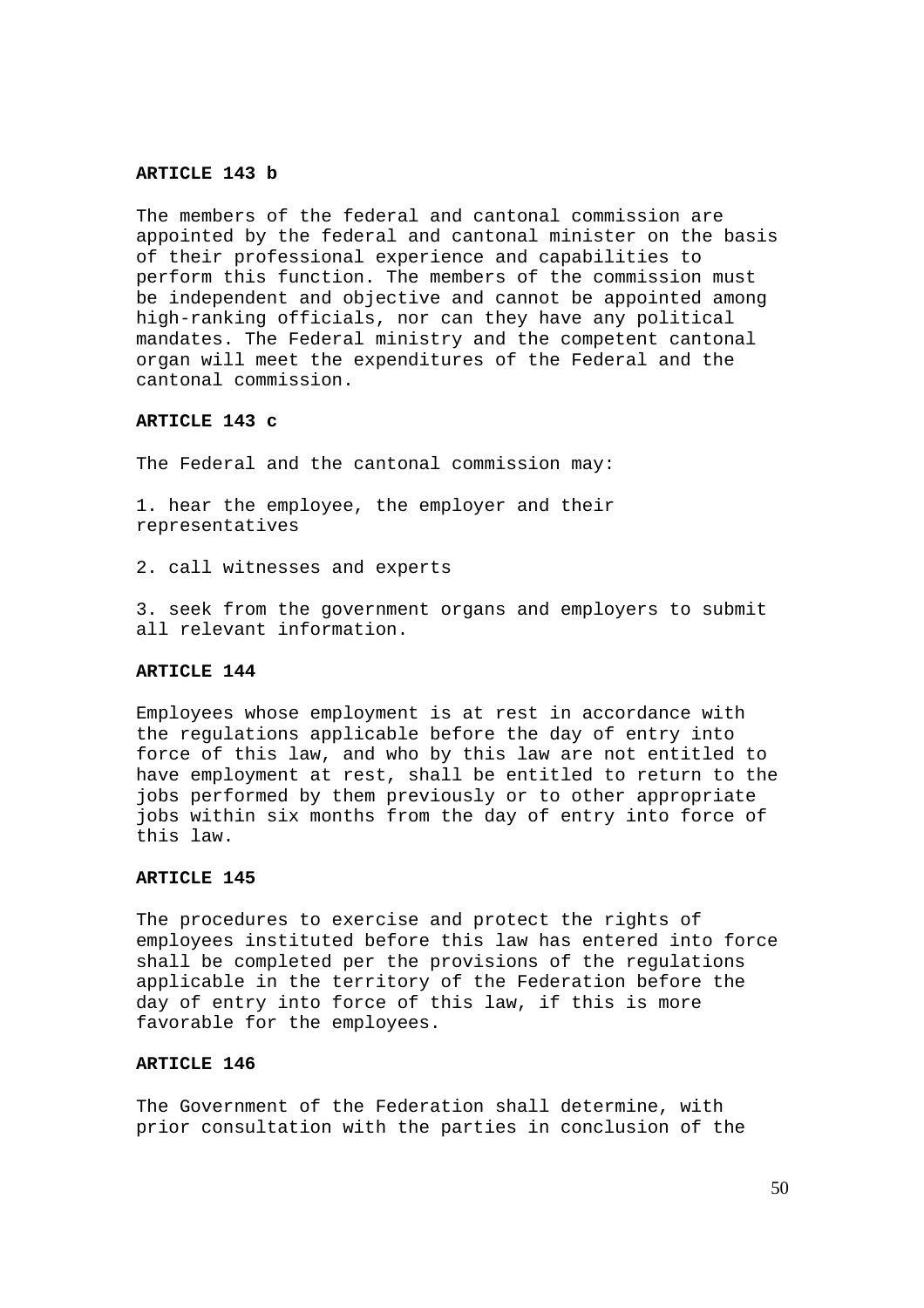**ARTICLE 143 b**

The members of the federal and cantonal commission are appointed by the federal and cantonal minister on the basis of their professional experience and capabilities to perform this function. The members of the commission must be independent and objective and cannot be appointed among high-ranking officials, nor can they have any political mandates. The Federal ministry and the competent cantonal organ will meet the expenditures of the Federal and the cantonal commission.

**ARTICLE 143 c**

The Federal and the cantonal commission may:

1. hear the employee, the employer and their representatives

2. call witnesses and experts

3. seek from the government organs and employers to submit all relevant information.

**ARTICLE 144**

Employees whose employment is at rest in accordance with the regulations applicable before the day of entry into force of this law, and who by this law are not entitled to have employment at rest, shall be entitled to return to the jobs performed by them previously or to other appropriate jobs within six months from the day of entry into force of this law.

**ARTICLE 145**

The procedures to exercise and protect the rights of employees instituted before this law has entered into force shall be completed per the provisions of the regulations applicable in the territory of the Federation before the day of entry into force of this law, if this is more favorable for the employees.

**ARTICLE 146**

The Government of the Federation shall determine, with prior consultation with the parties in conclusion of the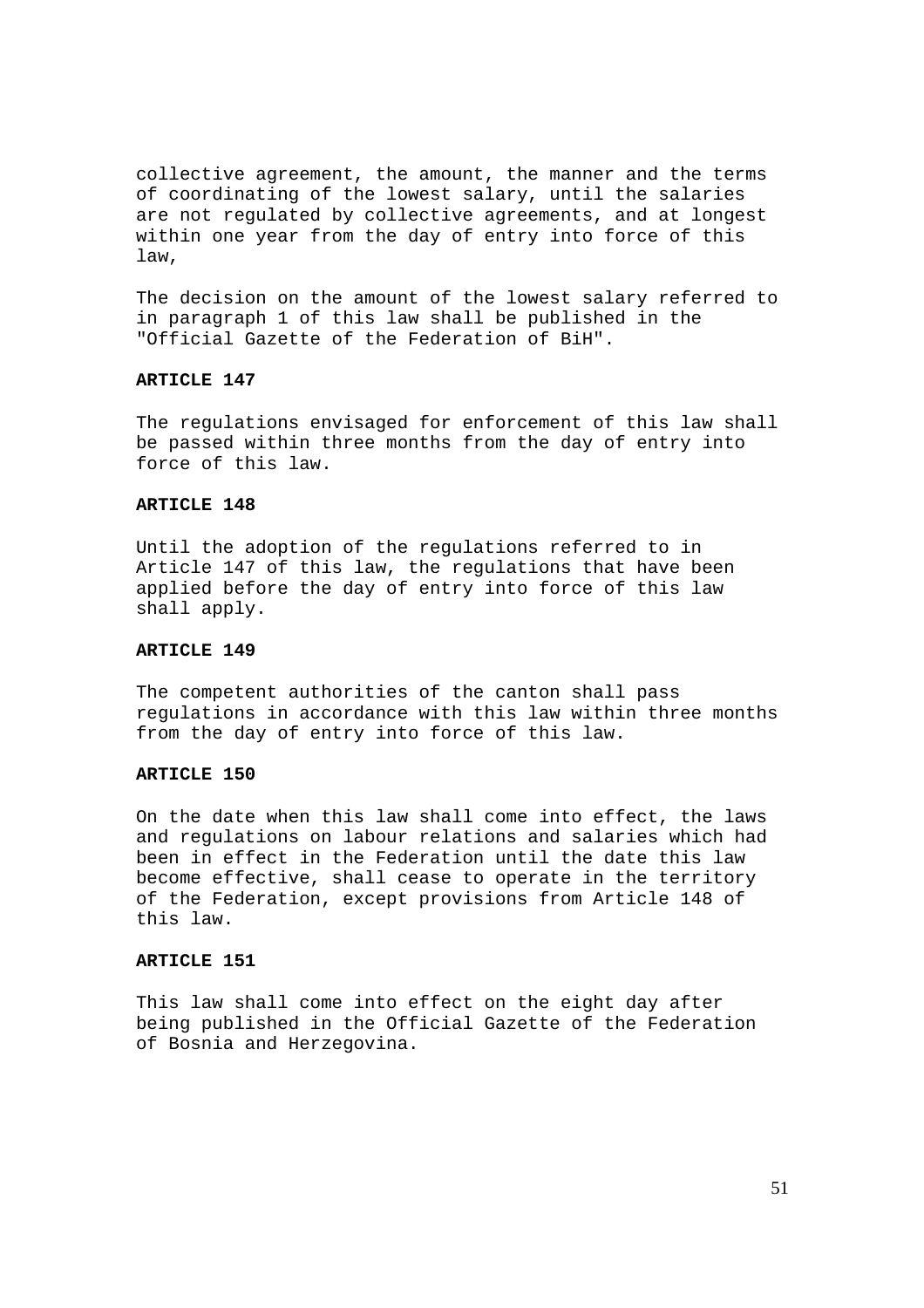collective agreement, the amount, the manner and the terms of coordinating of the lowest salary, until the salaries are not regulated by collective agreements, and at longest within one year from the day of entry into force of this law,

The decision on the amount of the lowest salary referred to in paragraph 1 of this law shall be published in the "Official Gazette of the Federation of BiH".

**ARTICLE 147**

The regulations envisaged for enforcement of this law shall be passed within three months from the day of entry into force of this law.

**ARTICLE 148**

Until the adoption of the regulations referred to in Article 147 of this law, the regulations that have been applied before the day of entry into force of this law shall apply.

**ARTICLE 149**

The competent authorities of the canton shall pass regulations in accordance with this law within three months from the day of entry into force of this law.

**ARTICLE 150**

On the date when this law shall come into effect, the laws and regulations on labour relations and salaries which had been in effect in the Federation until the date this law become effective, shall cease to operate in the territory of the Federation, except provisions from Article 148 of this law.

**ARTICLE 151**

This law shall come into effect on the eight day after being published in the Official Gazette of the Federation of Bosnia and Herzegovina.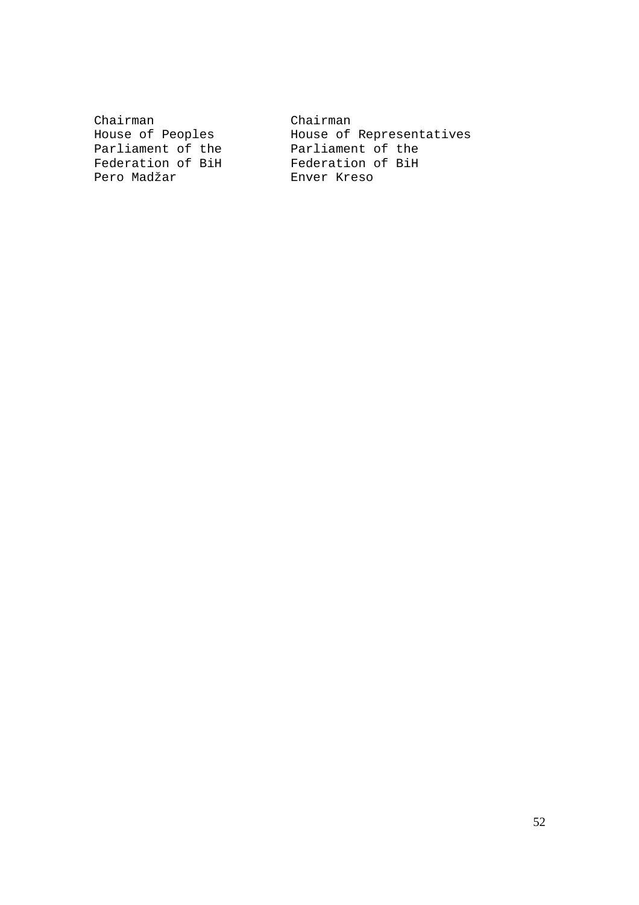| | |
|---|---|
| Chairman | Chairman |
| House of Peoples | House of Representatives |
| Parliament of the | Parliament of the |
| Federation of BiH | Federation of BiH |
| Pero Madžar | Enver Kreso |